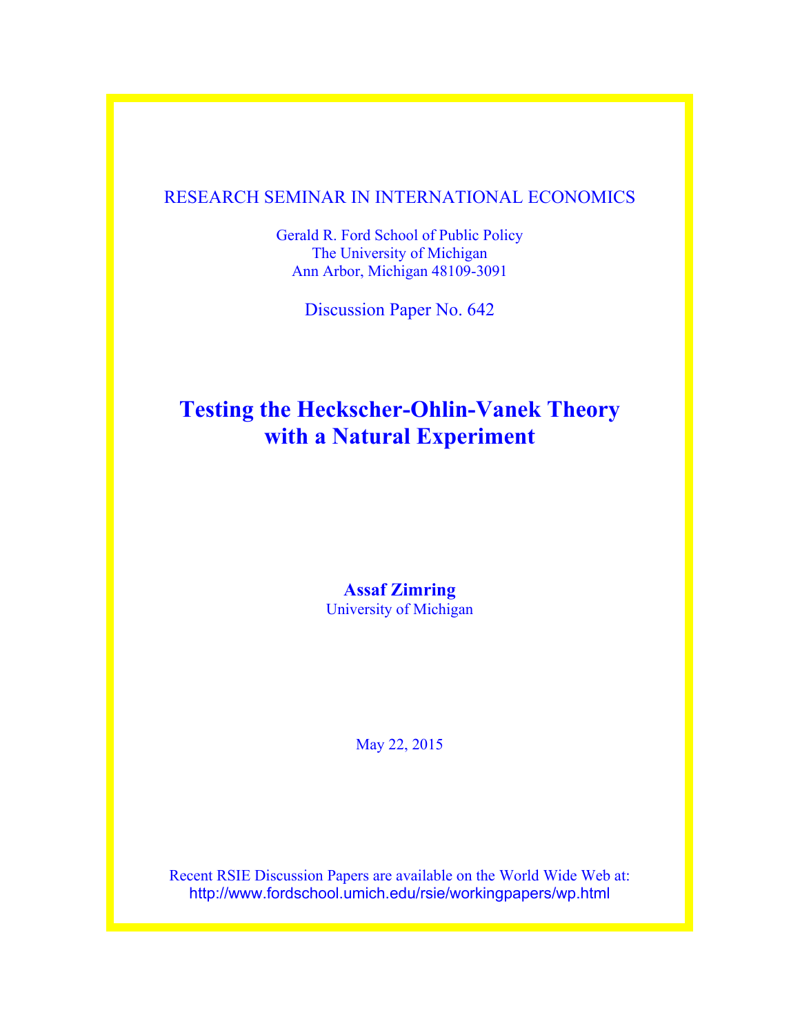RESEARCH SEMINAR IN INTERNATIONAL ECONOMICS

Gerald R. Ford School of Public Policy
The University of Michigan
Ann Arbor, Michigan 48109-3091

Discussion Paper No. 642

# Testing the Heckscher-Ohlin-Vanek Theory with a Natural Experiment

**Assaf Zimring**
University of Michigan

May 22, 2015

Recent RSIE Discussion Papers are available on the World Wide Web at:
http://www.fordschool.umich.edu/rsie/workingpapers/wp.html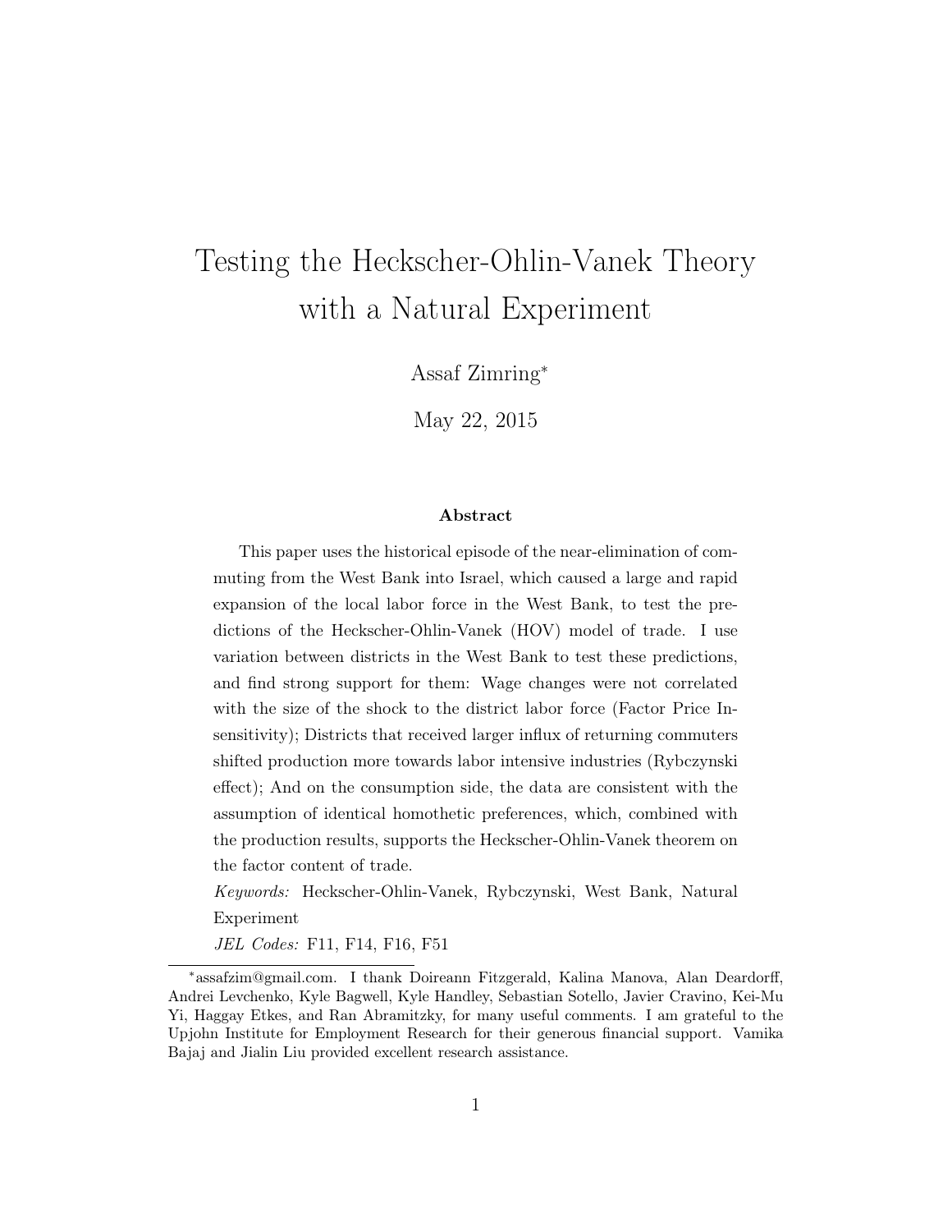# Testing the Heckscher-Ohlin-Vanek Theory with a Natural Experiment

Assaf Zimring[*]

May 22, 2015

### Abstract

This paper uses the historical episode of the near-elimination of commuting from the West Bank into Israel, which caused a large and rapid expansion of the local labor force in the West Bank, to test the predictions of the Heckscher-Ohlin-Vanek (HOV) model of trade. I use variation between districts in the West Bank to test these predictions, and find strong support for them: Wage changes were not correlated with the size of the shock to the district labor force (Factor Price Insensitivity); Districts that received larger influx of returning commuters shifted production more towards labor intensive industries (Rybczynski effect); And on the consumption side, the data are consistent with the assumption of identical homothetic preferences, which, combined with the production results, supports the Heckscher-Ohlin-Vanek theorem on the factor content of trade.

*Keywords:* Heckscher-Ohlin-Vanek, Rybczynski, West Bank, Natural Experiment

*JEL Codes:* F11, F14, F16, F51

---

[*] assafzim@gmail.com. I thank Doireann Fitzgerald, Kalina Manova, Alan Deardorff, Andrei Levchenko, Kyle Bagwell, Kyle Handley, Sebastian Sotello, Javier Cravino, Kei-Mu Yi, Haggay Etkes, and Ran Abramitzky, for many useful comments. I am grateful to the Upjohn Institute for Employment Research for their generous financial support. Vamika Bajaj and Jialin Liu provided excellent research assistance.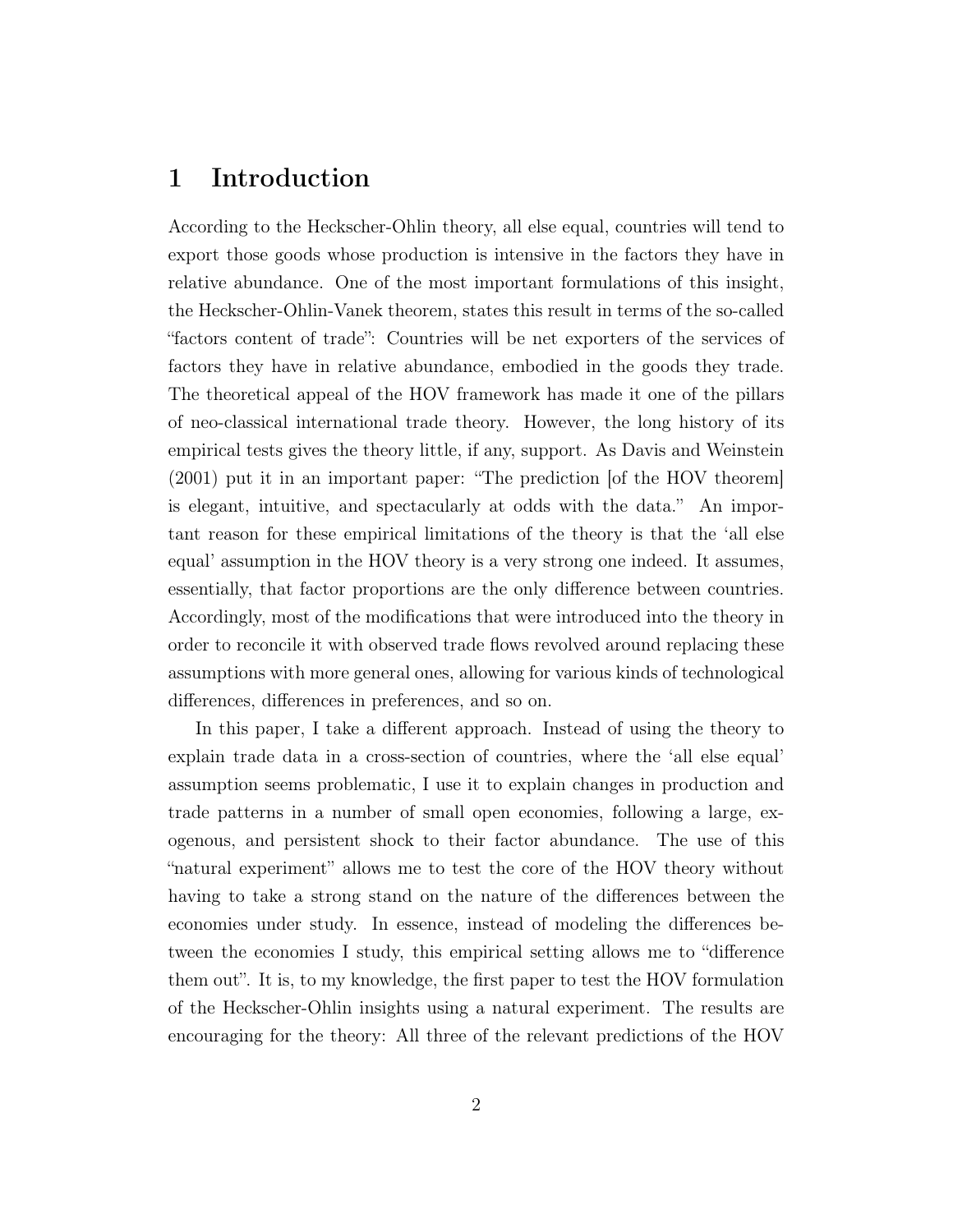# 1 Introduction

According to the Heckscher-Ohlin theory, all else equal, countries will tend to export those goods whose production is intensive in the factors they have in relative abundance. One of the most important formulations of this insight, the Heckscher-Ohlin-Vanek theorem, states this result in terms of the so-called "factors content of trade": Countries will be net exporters of the services of factors they have in relative abundance, embodied in the goods they trade. The theoretical appeal of the HOV framework has made it one of the pillars of neo-classical international trade theory. However, the long history of its empirical tests gives the theory little, if any, support. As Davis and Weinstein (2001) put it in an important paper: "The prediction [of the HOV theorem] is elegant, intuitive, and spectacularly at odds with the data." An important reason for these empirical limitations of the theory is that the 'all else equal' assumption in the HOV theory is a very strong one indeed. It assumes, essentially, that factor proportions are the only difference between countries. Accordingly, most of the modifications that were introduced into the theory in order to reconcile it with observed trade flows revolved around replacing these assumptions with more general ones, allowing for various kinds of technological differences, differences in preferences, and so on.

In this paper, I take a different approach. Instead of using the theory to explain trade data in a cross-section of countries, where the 'all else equal' assumption seems problematic, I use it to explain changes in production and trade patterns in a number of small open economies, following a large, exogenous, and persistent shock to their factor abundance. The use of this "natural experiment" allows me to test the core of the HOV theory without having to take a strong stand on the nature of the differences between the economies under study. In essence, instead of modeling the differences between the economies I study, this empirical setting allows me to "difference them out". It is, to my knowledge, the first paper to test the HOV formulation of the Heckscher-Ohlin insights using a natural experiment. The results are encouraging for the theory: All three of the relevant predictions of the HOV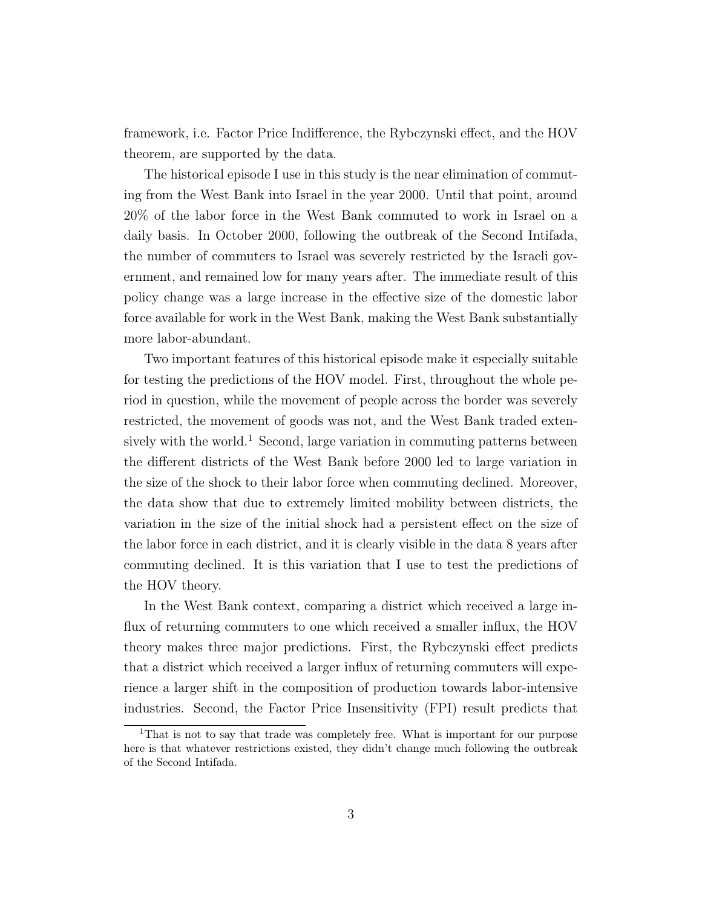framework, i.e. Factor Price Indifference, the Rybczynski effect, and the HOV theorem, are supported by the data.

The historical episode I use in this study is the near elimination of commuting from the West Bank into Israel in the year 2000. Until that point, around 20% of the labor force in the West Bank commuted to work in Israel on a daily basis. In October 2000, following the outbreak of the Second Intifada, the number of commuters to Israel was severely restricted by the Israeli government, and remained low for many years after. The immediate result of this policy change was a large increase in the effective size of the domestic labor force available for work in the West Bank, making the West Bank substantially more labor-abundant.

Two important features of this historical episode make it especially suitable for testing the predictions of the HOV model. First, throughout the whole period in question, while the movement of people across the border was severely restricted, the movement of goods was not, and the West Bank traded extensively with the world.[1] Second, large variation in commuting patterns between the different districts of the West Bank before 2000 led to large variation in the size of the shock to their labor force when commuting declined. Moreover, the data show that due to extremely limited mobility between districts, the variation in the size of the initial shock had a persistent effect on the size of the labor force in each district, and it is clearly visible in the data 8 years after commuting declined. It is this variation that I use to test the predictions of the HOV theory.

In the West Bank context, comparing a district which received a large influx of returning commuters to one which received a smaller influx, the HOV theory makes three major predictions. First, the Rybczynski effect predicts that a district which received a larger influx of returning commuters will experience a larger shift in the composition of production towards labor-intensive industries. Second, the Factor Price Insensitivity (FPI) result predicts that

[1] That is not to say that trade was completely free. What is important for our purpose here is that whatever restrictions existed, they didn't change much following the outbreak of the Second Intifada.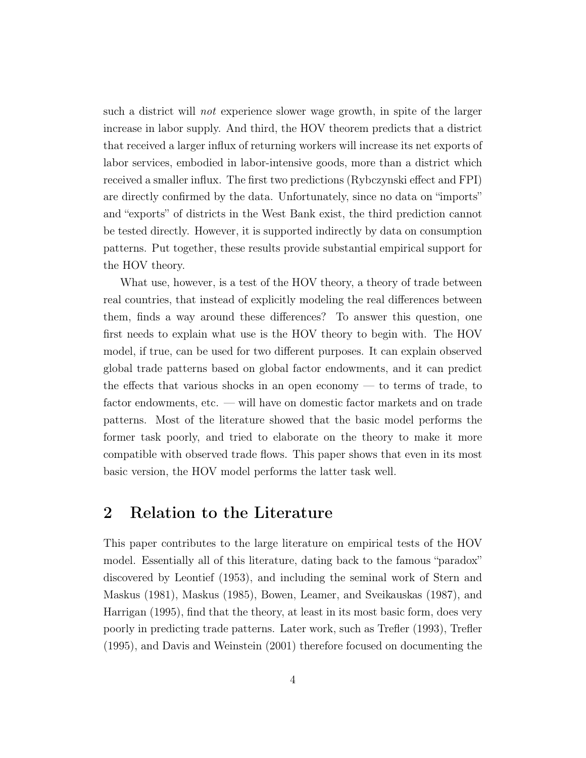such a district will *not* experience slower wage growth, in spite of the larger increase in labor supply. And third, the HOV theorem predicts that a district that received a larger influx of returning workers will increase its net exports of labor services, embodied in labor-intensive goods, more than a district which received a smaller influx. The first two predictions (Rybczynski effect and FPI) are directly confirmed by the data. Unfortunately, since no data on "imports" and "exports" of districts in the West Bank exist, the third prediction cannot be tested directly. However, it is supported indirectly by data on consumption patterns. Put together, these results provide substantial empirical support for the HOV theory.

What use, however, is a test of the HOV theory, a theory of trade between real countries, that instead of explicitly modeling the real differences between them, finds a way around these differences? To answer this question, one first needs to explain what use is the HOV theory to begin with. The HOV model, if true, can be used for two different purposes. It can explain observed global trade patterns based on global factor endowments, and it can predict the effects that various shocks in an open economy — to terms of trade, to factor endowments, etc. — will have on domestic factor markets and on trade patterns. Most of the literature showed that the basic model performs the former task poorly, and tried to elaborate on the theory to make it more compatible with observed trade flows. This paper shows that even in its most basic version, the HOV model performs the latter task well.

## 2 Relation to the Literature

This paper contributes to the large literature on empirical tests of the HOV model. Essentially all of this literature, dating back to the famous "paradox" discovered by Leontief (1953), and including the seminal work of Stern and Maskus (1981), Maskus (1985), Bowen, Leamer, and Sveikauskas (1987), and Harrigan (1995), find that the theory, at least in its most basic form, does very poorly in predicting trade patterns. Later work, such as Trefler (1993), Trefler (1995), and Davis and Weinstein (2001) therefore focused on documenting the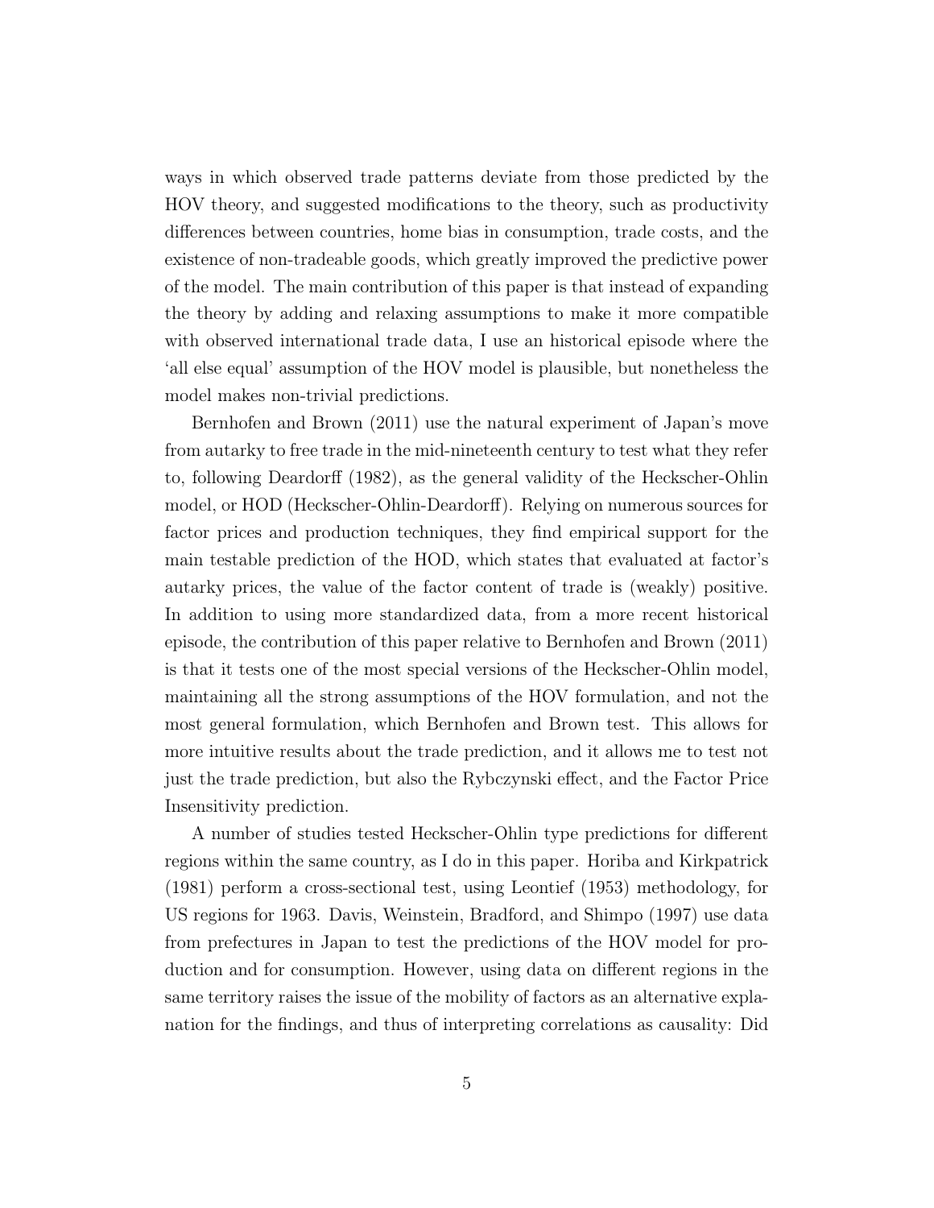ways in which observed trade patterns deviate from those predicted by the HOV theory, and suggested modifications to the theory, such as productivity differences between countries, home bias in consumption, trade costs, and the existence of non-tradeable goods, which greatly improved the predictive power of the model. The main contribution of this paper is that instead of expanding the theory by adding and relaxing assumptions to make it more compatible with observed international trade data, I use an historical episode where the 'all else equal' assumption of the HOV model is plausible, but nonetheless the model makes non-trivial predictions.

Bernhofen and Brown (2011) use the natural experiment of Japan's move from autarky to free trade in the mid-nineteenth century to test what they refer to, following Deardorff (1982), as the general validity of the Heckscher-Ohlin model, or HOD (Heckscher-Ohlin-Deardorff). Relying on numerous sources for factor prices and production techniques, they find empirical support for the main testable prediction of the HOD, which states that evaluated at factor's autarky prices, the value of the factor content of trade is (weakly) positive. In addition to using more standardized data, from a more recent historical episode, the contribution of this paper relative to Bernhofen and Brown (2011) is that it tests one of the most special versions of the Heckscher-Ohlin model, maintaining all the strong assumptions of the HOV formulation, and not the most general formulation, which Bernhofen and Brown test. This allows for more intuitive results about the trade prediction, and it allows me to test not just the trade prediction, but also the Rybczynski effect, and the Factor Price Insensitivity prediction.

A number of studies tested Heckscher-Ohlin type predictions for different regions within the same country, as I do in this paper. Horiba and Kirkpatrick (1981) perform a cross-sectional test, using Leontief (1953) methodology, for US regions for 1963. Davis, Weinstein, Bradford, and Shimpo (1997) use data from prefectures in Japan to test the predictions of the HOV model for production and for consumption. However, using data on different regions in the same territory raises the issue of the mobility of factors as an alternative explanation for the findings, and thus of interpreting correlations as causality: Did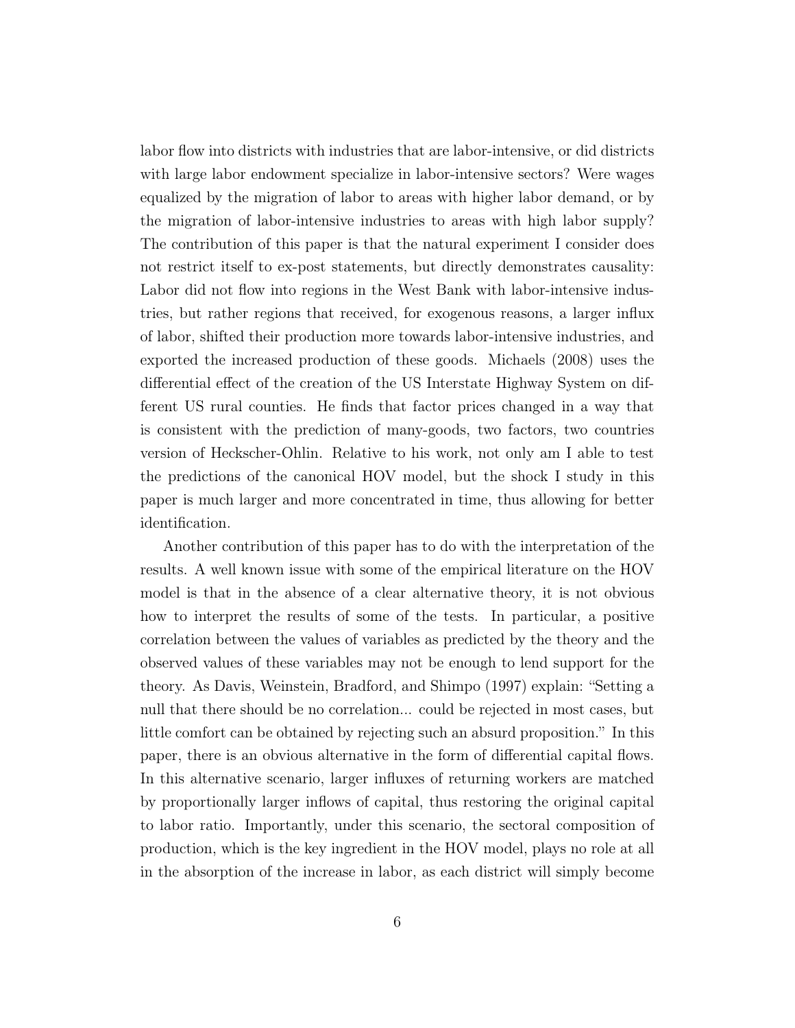labor flow into districts with industries that are labor-intensive, or did districts with large labor endowment specialize in labor-intensive sectors? Were wages equalized by the migration of labor to areas with higher labor demand, or by the migration of labor-intensive industries to areas with high labor supply? The contribution of this paper is that the natural experiment I consider does not restrict itself to ex-post statements, but directly demonstrates causality: Labor did not flow into regions in the West Bank with labor-intensive industries, but rather regions that received, for exogenous reasons, a larger influx of labor, shifted their production more towards labor-intensive industries, and exported the increased production of these goods. Michaels (2008) uses the differential effect of the creation of the US Interstate Highway System on different US rural counties. He finds that factor prices changed in a way that is consistent with the prediction of many-goods, two factors, two countries version of Heckscher-Ohlin. Relative to his work, not only am I able to test the predictions of the canonical HOV model, but the shock I study in this paper is much larger and more concentrated in time, thus allowing for better identification.

Another contribution of this paper has to do with the interpretation of the results. A well known issue with some of the empirical literature on the HOV model is that in the absence of a clear alternative theory, it is not obvious how to interpret the results of some of the tests. In particular, a positive correlation between the values of variables as predicted by the theory and the observed values of these variables may not be enough to lend support for the theory. As Davis, Weinstein, Bradford, and Shimpo (1997) explain: "Setting a null that there should be no correlation... could be rejected in most cases, but little comfort can be obtained by rejecting such an absurd proposition." In this paper, there is an obvious alternative in the form of differential capital flows. In this alternative scenario, larger influxes of returning workers are matched by proportionally larger inflows of capital, thus restoring the original capital to labor ratio. Importantly, under this scenario, the sectoral composition of production, which is the key ingredient in the HOV model, plays no role at all in the absorption of the increase in labor, as each district will simply become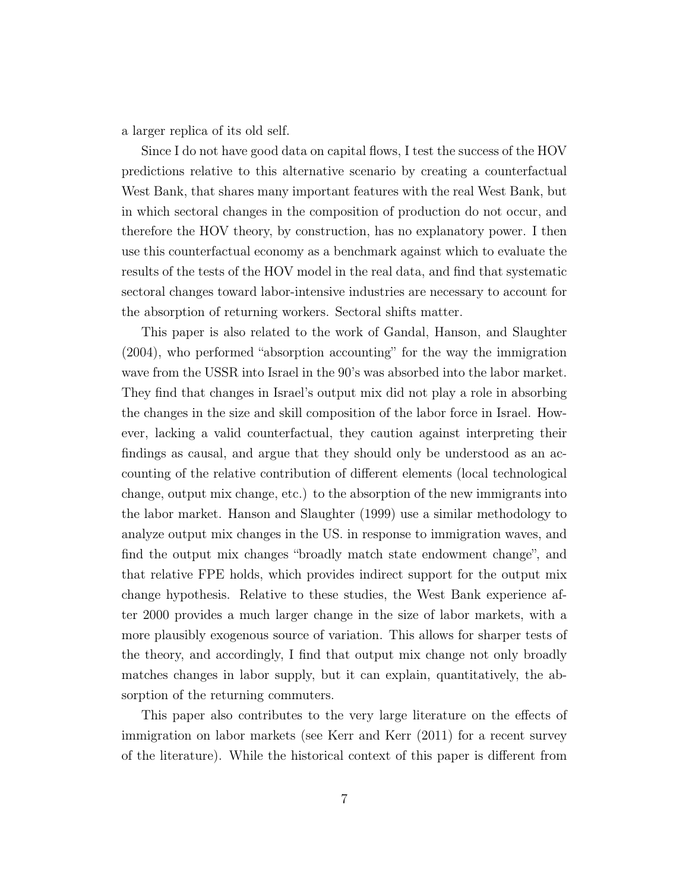a larger replica of its old self.

Since I do not have good data on capital flows, I test the success of the HOV predictions relative to this alternative scenario by creating a counterfactual West Bank, that shares many important features with the real West Bank, but in which sectoral changes in the composition of production do not occur, and therefore the HOV theory, by construction, has no explanatory power. I then use this counterfactual economy as a benchmark against which to evaluate the results of the tests of the HOV model in the real data, and find that systematic sectoral changes toward labor-intensive industries are necessary to account for the absorption of returning workers. Sectoral shifts matter.

This paper is also related to the work of Gandal, Hanson, and Slaughter (2004), who performed "absorption accounting" for the way the immigration wave from the USSR into Israel in the 90's was absorbed into the labor market. They find that changes in Israel's output mix did not play a role in absorbing the changes in the size and skill composition of the labor force in Israel. However, lacking a valid counterfactual, they caution against interpreting their findings as causal, and argue that they should only be understood as an accounting of the relative contribution of different elements (local technological change, output mix change, etc.) to the absorption of the new immigrants into the labor market. Hanson and Slaughter (1999) use a similar methodology to analyze output mix changes in the US. in response to immigration waves, and find the output mix changes "broadly match state endowment change", and that relative FPE holds, which provides indirect support for the output mix change hypothesis. Relative to these studies, the West Bank experience after 2000 provides a much larger change in the size of labor markets, with a more plausibly exogenous source of variation. This allows for sharper tests of the theory, and accordingly, I find that output mix change not only broadly matches changes in labor supply, but it can explain, quantitatively, the absorption of the returning commuters.

This paper also contributes to the very large literature on the effects of immigration on labor markets (see Kerr and Kerr (2011) for a recent survey of the literature). While the historical context of this paper is different from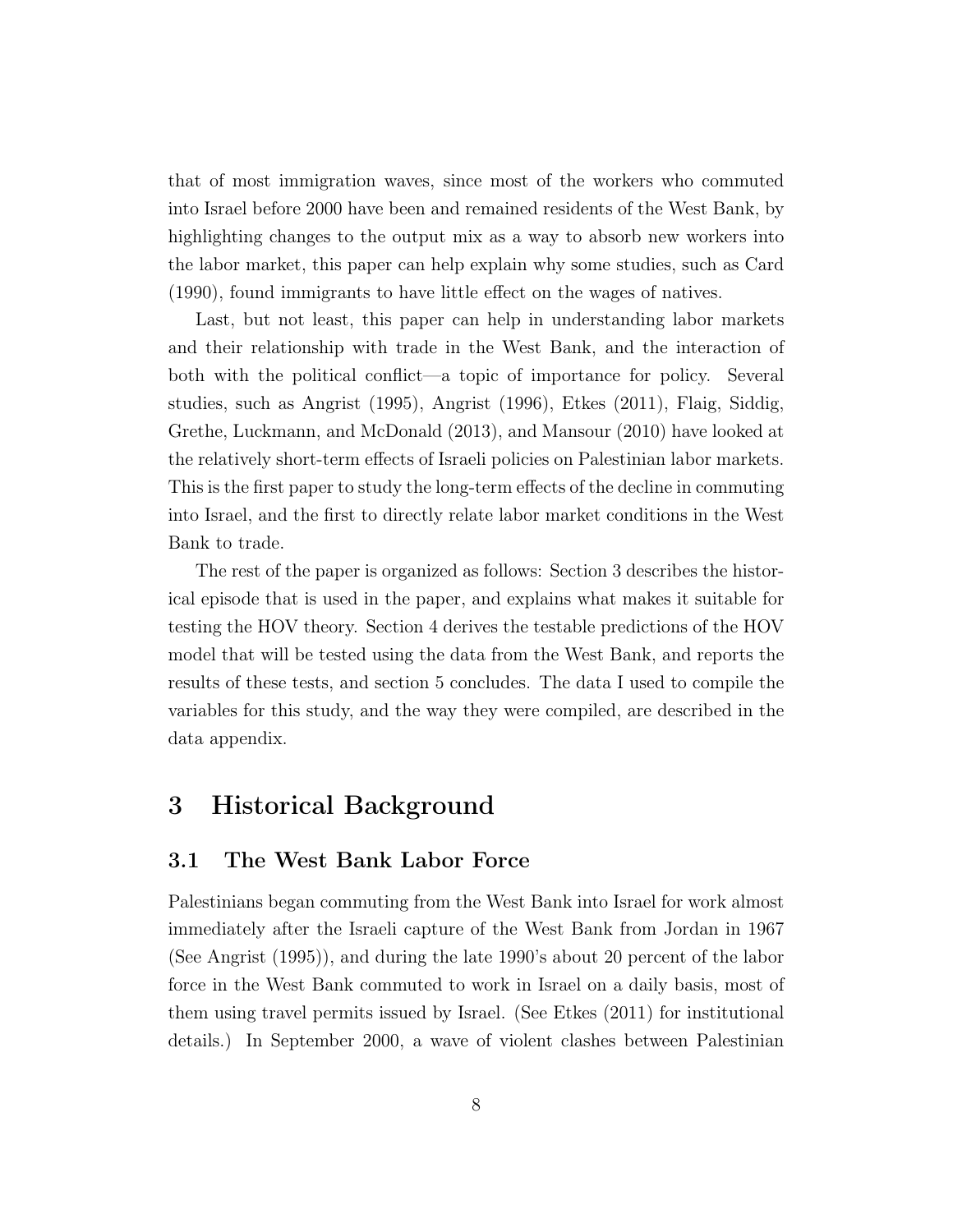that of most immigration waves, since most of the workers who commuted into Israel before 2000 have been and remained residents of the West Bank, by highlighting changes to the output mix as a way to absorb new workers into the labor market, this paper can help explain why some studies, such as Card (1990), found immigrants to have little effect on the wages of natives.

Last, but not least, this paper can help in understanding labor markets and their relationship with trade in the West Bank, and the interaction of both with the political conflict—a topic of importance for policy. Several studies, such as Angrist (1995), Angrist (1996), Etkes (2011), Flaig, Siddig, Grethe, Luckmann, and McDonald (2013), and Mansour (2010) have looked at the relatively short-term effects of Israeli policies on Palestinian labor markets. This is the first paper to study the long-term effects of the decline in commuting into Israel, and the first to directly relate labor market conditions in the West Bank to trade.

The rest of the paper is organized as follows: Section 3 describes the historical episode that is used in the paper, and explains what makes it suitable for testing the HOV theory. Section 4 derives the testable predictions of the HOV model that will be tested using the data from the West Bank, and reports the results of these tests, and section 5 concludes. The data I used to compile the variables for this study, and the way they were compiled, are described in the data appendix.

# 3 Historical Background

## 3.1 The West Bank Labor Force

Palestinians began commuting from the West Bank into Israel for work almost immediately after the Israeli capture of the West Bank from Jordan in 1967 (See Angrist (1995)), and during the late 1990's about 20 percent of the labor force in the West Bank commuted to work in Israel on a daily basis, most of them using travel permits issued by Israel. (See Etkes (2011) for institutional details.) In September 2000, a wave of violent clashes between Palestinian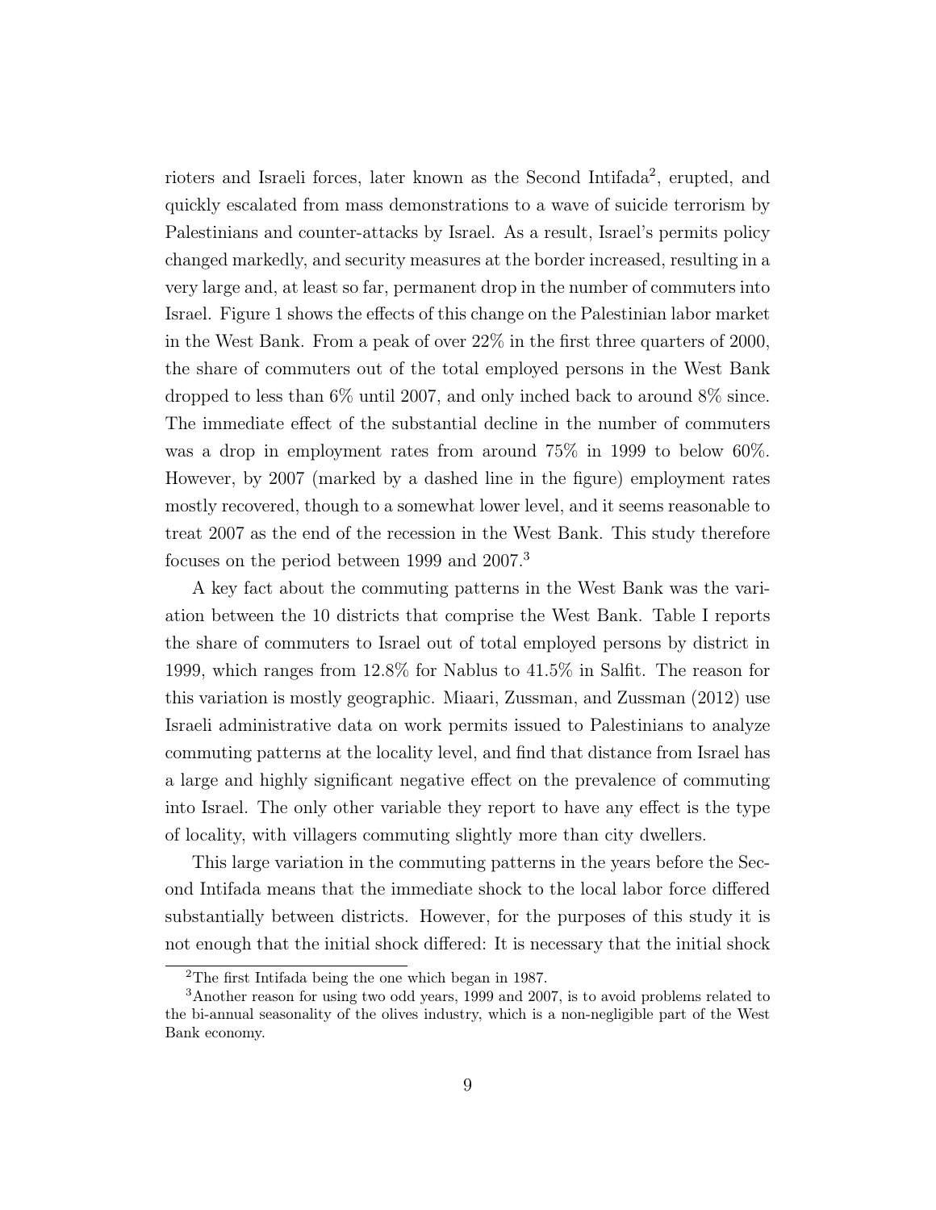rioters and Israeli forces, later known as the Second Intifada[2], erupted, and quickly escalated from mass demonstrations to a wave of suicide terrorism by Palestinians and counter-attacks by Israel. As a result, Israel's permits policy changed markedly, and security measures at the border increased, resulting in a very large and, at least so far, permanent drop in the number of commuters into Israel. Figure 1 shows the effects of this change on the Palestinian labor market in the West Bank. From a peak of over 22% in the first three quarters of 2000, the share of commuters out of the total employed persons in the West Bank dropped to less than 6% until 2007, and only inched back to around 8% since. The immediate effect of the substantial decline in the number of commuters was a drop in employment rates from around 75% in 1999 to below 60%. However, by 2007 (marked by a dashed line in the figure) employment rates mostly recovered, though to a somewhat lower level, and it seems reasonable to treat 2007 as the end of the recession in the West Bank. This study therefore focuses on the period between 1999 and 2007.[3]

A key fact about the commuting patterns in the West Bank was the variation between the 10 districts that comprise the West Bank. Table I reports the share of commuters to Israel out of total employed persons by district in 1999, which ranges from 12.8% for Nablus to 41.5% in Salfit. The reason for this variation is mostly geographic. Miaari, Zussman, and Zussman (2012) use Israeli administrative data on work permits issued to Palestinians to analyze commuting patterns at the locality level, and find that distance from Israel has a large and highly significant negative effect on the prevalence of commuting into Israel. The only other variable they report to have any effect is the type of locality, with villagers commuting slightly more than city dwellers.

This large variation in the commuting patterns in the years before the Second Intifada means that the immediate shock to the local labor force differed substantially between districts. However, for the purposes of this study it is not enough that the initial shock differed: It is necessary that the initial shock

[2] The first Intifada being the one which began in 1987.

[3] Another reason for using two odd years, 1999 and 2007, is to avoid problems related to the bi-annual seasonality of the olives industry, which is a non-negligible part of the West Bank economy.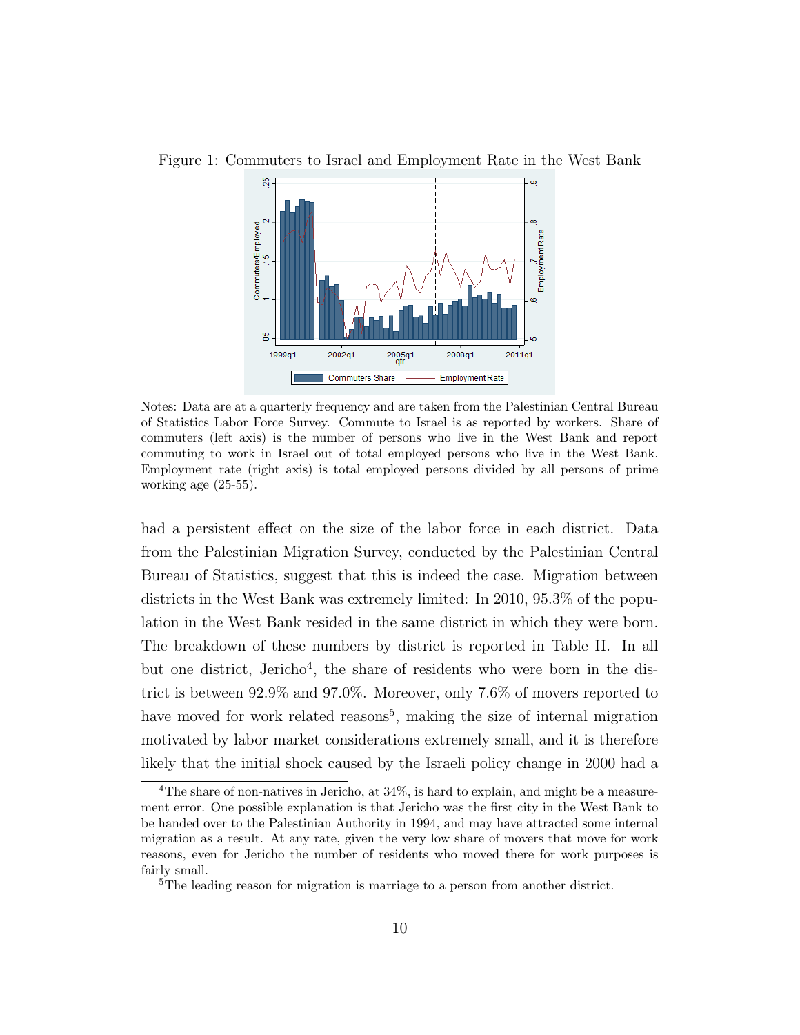Figure 1: Commuters to Israel and Employment Rate in the West Bank

Notes: Data are at a quarterly frequency and are taken from the Palestinian Central Bureau of Statistics Labor Force Survey. Commute to Israel is as reported by workers. Share of commuters (left axis) is the number of persons who live in the West Bank and report commuting to work in Israel out of total employed persons who live in the West Bank. Employment rate (right axis) is total employed persons divided by all persons of prime working age (25-55).

had a persistent effect on the size of the labor force in each district. Data from the Palestinian Migration Survey, conducted by the Palestinian Central Bureau of Statistics, suggest that this is indeed the case. Migration between districts in the West Bank was extremely limited: In 2010, 95.3% of the population in the West Bank resided in the same district in which they were born. The breakdown of these numbers by district is reported in Table II. In all but one district, Jericho[4], the share of residents who were born in the district is between 92.9% and 97.0%. Moreover, only 7.6% of movers reported to have moved for work related reasons[5], making the size of internal migration motivated by labor market considerations extremely small, and it is therefore likely that the initial shock caused by the Israeli policy change in 2000 had a

[4] The share of non-natives in Jericho, at 34%, is hard to explain, and might be a measurement error. One possible explanation is that Jericho was the first city in the West Bank to be handed over to the Palestinian Authority in 1994, and may have attracted some internal migration as a result. At any rate, given the very low share of movers that move for work reasons, even for Jericho the number of residents who moved there for work purposes is fairly small.

[5] The leading reason for migration is marriage to a person from another district.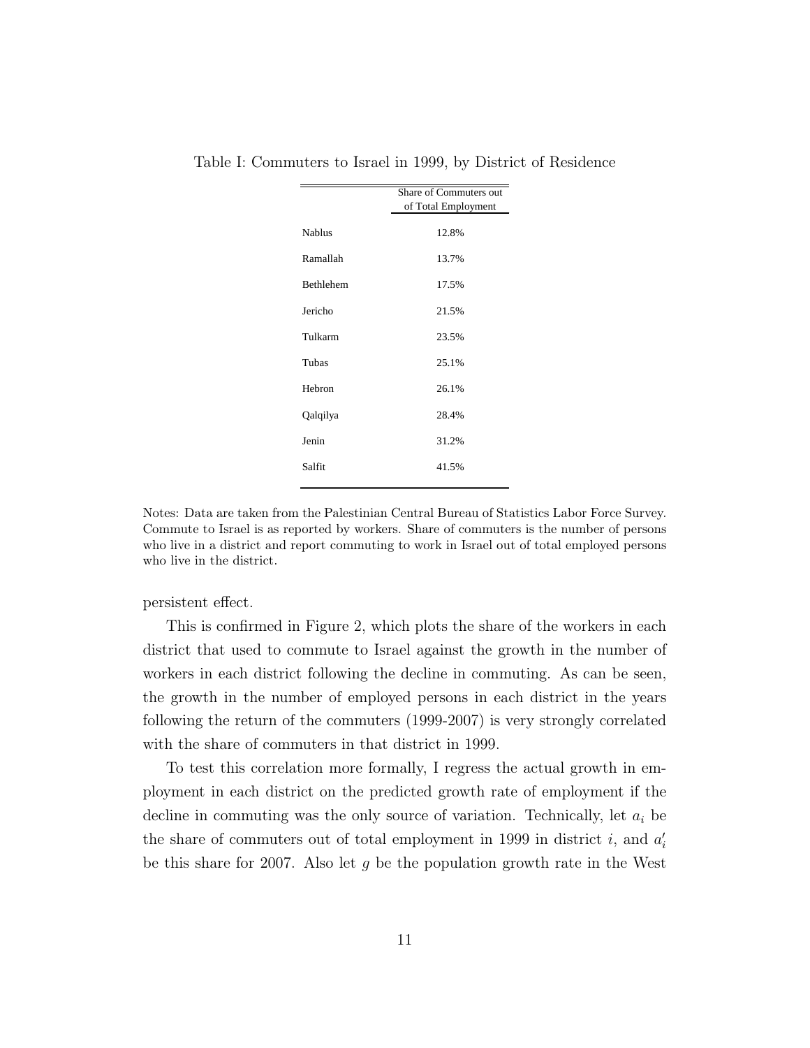Table I: Commuters to Israel in 1999, by District of Residence

| | Share of Commuters out of Total Employment |
|---|---|
| Nablus | 12.8% |
| Ramallah | 13.7% |
| Bethlehem | 17.5% |
| Jericho | 21.5% |
| Tulkarm | 23.5% |
| Tubas | 25.1% |
| Hebron | 26.1% |
| Qalqilya | 28.4% |
| Jenin | 31.2% |
| Salfit | 41.5% |

Notes: Data are taken from the Palestinian Central Bureau of Statistics Labor Force Survey. Commute to Israel is as reported by workers. Share of commuters is the number of persons who live in a district and report commuting to work in Israel out of total employed persons who live in the district.

persistent effect.

This is confirmed in Figure 2, which plots the share of the workers in each district that used to commute to Israel against the growth in the number of workers in each district following the decline in commuting. As can be seen, the growth in the number of employed persons in each district in the years following the return of the commuters (1999-2007) is very strongly correlated with the share of commuters in that district in 1999.

To test this correlation more formally, I regress the actual growth in employment in each district on the predicted growth rate of employment if the decline in commuting was the only source of variation. Technically, let $a_i$ be the share of commuters out of total employment in 1999 in district $i$, and $a_i'$ be this share for 2007. Also let $g$ be the population growth rate in the West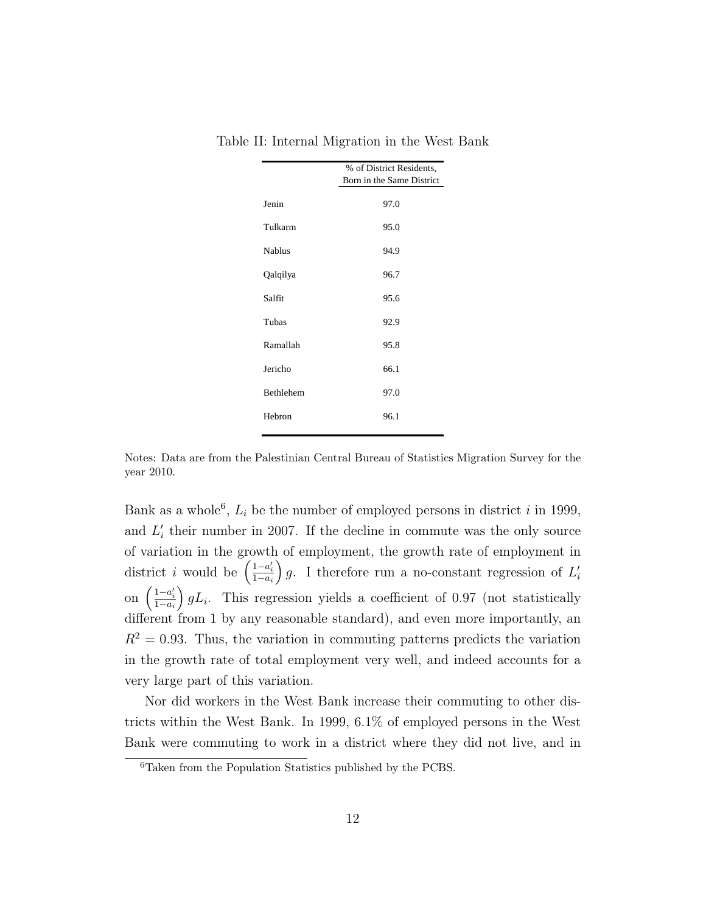Table II: Internal Migration in the West Bank

| | % of District Residents, Born in the Same District |
|---|---|
| Jenin | 97.0 |
| Tulkarm | 95.0 |
| Nablus | 94.9 |
| Qalqilya | 96.7 |
| Salfit | 95.6 |
| Tubas | 92.9 |
| Ramallah | 95.8 |
| Jericho | 66.1 |
| Bethlehem | 97.0 |
| Hebron | 96.1 |

Notes: Data are from the Palestinian Central Bureau of Statistics Migration Survey for the year 2010.

Bank as a whole[6], $L_i$ be the number of employed persons in district $i$ in 1999, and $L_i'$ their number in 2007. If the decline in commute was the only source of variation in the growth of employment, the growth rate of employment in district $i$ would be $\left(\frac{1-a_i'}{1-a_i}\right)g$. I therefore run a no-constant regression of $L_i'$ on $\left(\frac{1-a_i'}{1-a_i}\right)gL_i$. This regression yields a coefficient of 0.97 (not statistically different from 1 by any reasonable standard), and even more importantly, an $R^2 = 0.93$. Thus, the variation in commuting patterns predicts the variation in the growth rate of total employment very well, and indeed accounts for a very large part of this variation.

Nor did workers in the West Bank increase their commuting to other districts within the West Bank. In 1999, 6.1% of employed persons in the West Bank were commuting to work in a district where they did not live, and in

[6] Taken from the Population Statistics published by the PCBS.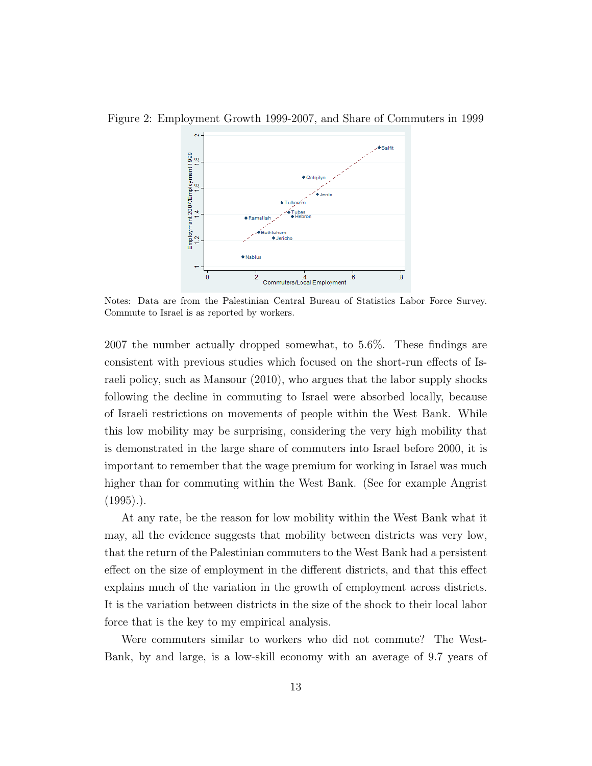Figure 2: Employment Growth 1999-2007, and Share of Commuters in 1999

Notes: Data are from the Palestinian Central Bureau of Statistics Labor Force Survey. Commute to Israel is as reported by workers.

2007 the number actually dropped somewhat, to 5.6%. These findings are consistent with previous studies which focused on the short-run effects of Israeli policy, such as Mansour (2010), who argues that the labor supply shocks following the decline in commuting to Israel were absorbed locally, because of Israeli restrictions on movements of people within the West Bank. While this low mobility may be surprising, considering the very high mobility that is demonstrated in the large share of commuters into Israel before 2000, it is important to remember that the wage premium for working in Israel was much higher than for commuting within the West Bank. (See for example Angrist (1995).).

At any rate, be the reason for low mobility within the West Bank what it may, all the evidence suggests that mobility between districts was very low, that the return of the Palestinian commuters to the West Bank had a persistent effect on the size of employment in the different districts, and that this effect explains much of the variation in the growth of employment across districts. It is the variation between districts in the size of the shock to their local labor force that is the key to my empirical analysis.

Were commuters similar to workers who did not commute? The West-Bank, by and large, is a low-skill economy with an average of 9.7 years of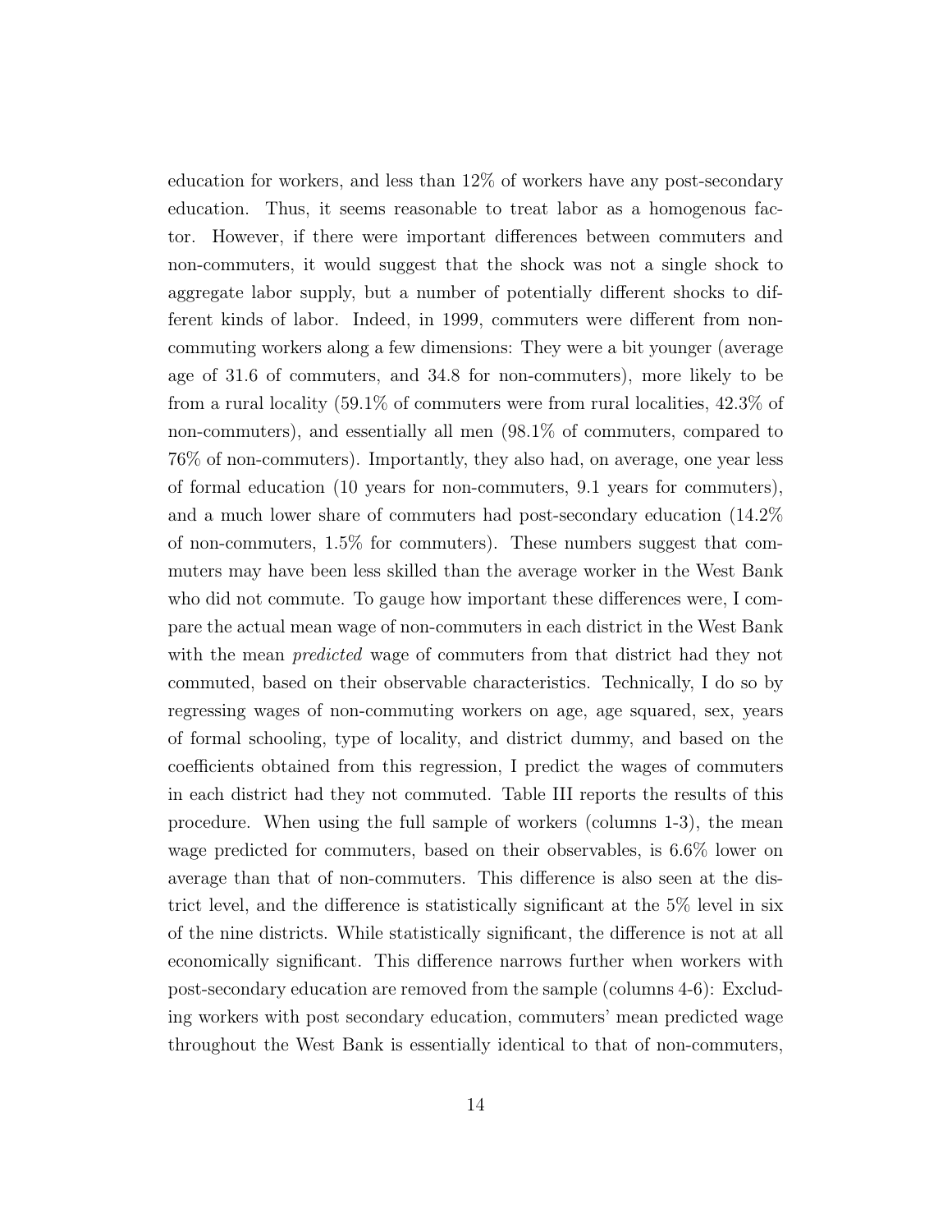education for workers, and less than 12% of workers have any post-secondary education. Thus, it seems reasonable to treat labor as a homogenous factor. However, if there were important differences between commuters and non-commuters, it would suggest that the shock was not a single shock to aggregate labor supply, but a number of potentially different shocks to different kinds of labor. Indeed, in 1999, commuters were different from non-commuting workers along a few dimensions: They were a bit younger (average age of 31.6 of commuters, and 34.8 for non-commuters), more likely to be from a rural locality (59.1% of commuters were from rural localities, 42.3% of non-commuters), and essentially all men (98.1% of commuters, compared to 76% of non-commuters). Importantly, they also had, on average, one year less of formal education (10 years for non-commuters, 9.1 years for commuters), and a much lower share of commuters had post-secondary education (14.2% of non-commuters, 1.5% for commuters). These numbers suggest that commuters may have been less skilled than the average worker in the West Bank who did not commute. To gauge how important these differences were, I compare the actual mean wage of non-commuters in each district in the West Bank with the mean *predicted* wage of commuters from that district had they not commuted, based on their observable characteristics. Technically, I do so by regressing wages of non-commuting workers on age, age squared, sex, years of formal schooling, type of locality, and district dummy, and based on the coefficients obtained from this regression, I predict the wages of commuters in each district had they not commuted. Table III reports the results of this procedure. When using the full sample of workers (columns 1-3), the mean wage predicted for commuters, based on their observables, is 6.6% lower on average than that of non-commuters. This difference is also seen at the district level, and the difference is statistically significant at the 5% level in six of the nine districts. While statistically significant, the difference is not at all economically significant. This difference narrows further when workers with post-secondary education are removed from the sample (columns 4-6): Excluding workers with post secondary education, commuters' mean predicted wage throughout the West Bank is essentially identical to that of non-commuters,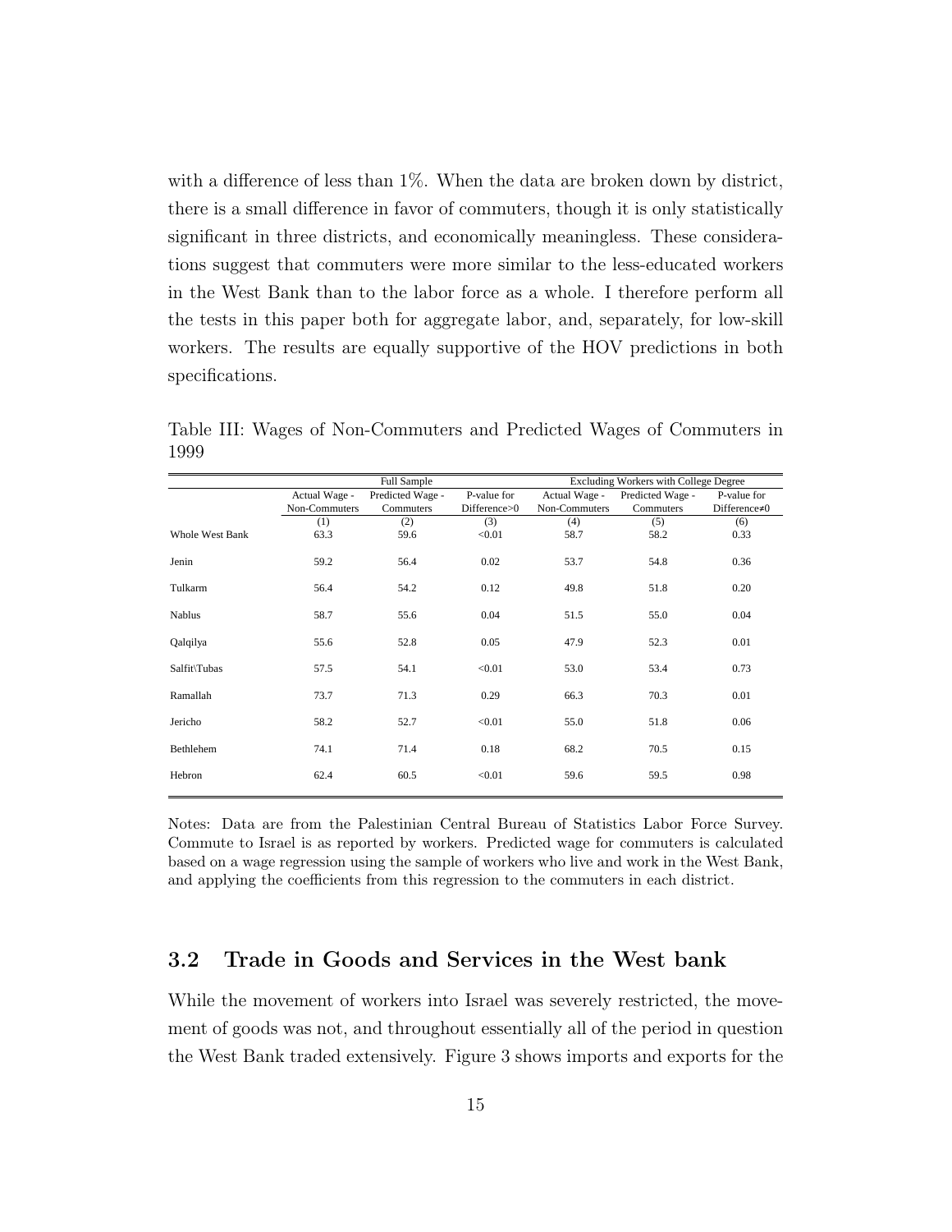with a difference of less than 1%. When the data are broken down by district, there is a small difference in favor of commuters, though it is only statistically significant in three districts, and economically meaningless. These considerations suggest that commuters were more similar to the less-educated workers in the West Bank than to the labor force as a whole. I therefore perform all the tests in this paper both for aggregate labor, and, separately, for low-skill workers. The results are equally supportive of the HOV predictions in both specifications.

Table III: Wages of Non-Commuters and Predicted Wages of Commuters in 1999

| | Full Sample | | | Excluding Workers with College Degree | | |
|---|---|---|---|---|---|---|
| | Actual Wage - Non-Commuters | Predicted Wage - Commuters | P-value for Difference>0 | Actual Wage - Non-Commuters | Predicted Wage - Commuters | P-value for Difference≠0 |
| | (1) | (2) | (3) | (4) | (5) | (6) |
| Whole West Bank | 63.3 | 59.6 | <0.01 | 58.7 | 58.2 | 0.33 |
| Jenin | 59.2 | 56.4 | 0.02 | 53.7 | 54.8 | 0.36 |
| Tulkarm | 56.4 | 54.2 | 0.12 | 49.8 | 51.8 | 0.20 |
| Nablus | 58.7 | 55.6 | 0.04 | 51.5 | 55.0 | 0.04 |
| Qalqilya | 55.6 | 52.8 | 0.05 | 47.9 | 52.3 | 0.01 |
| Salfit\Tubas | 57.5 | 54.1 | <0.01 | 53.0 | 53.4 | 0.73 |
| Ramallah | 73.7 | 71.3 | 0.29 | 66.3 | 70.3 | 0.01 |
| Jericho | 58.2 | 52.7 | <0.01 | 55.0 | 51.8 | 0.06 |
| Bethlehem | 74.1 | 71.4 | 0.18 | 68.2 | 70.5 | 0.15 |
| Hebron | 62.4 | 60.5 | <0.01 | 59.6 | 59.5 | 0.98 |

Notes: Data are from the Palestinian Central Bureau of Statistics Labor Force Survey. Commute to Israel is as reported by workers. Predicted wage for commuters is calculated based on a wage regression using the sample of workers who live and work in the West Bank, and applying the coefficients from this regression to the commuters in each district.

## 3.2 Trade in Goods and Services in the West bank

While the movement of workers into Israel was severely restricted, the movement of goods was not, and throughout essentially all of the period in question the West Bank traded extensively. Figure 3 shows imports and exports for the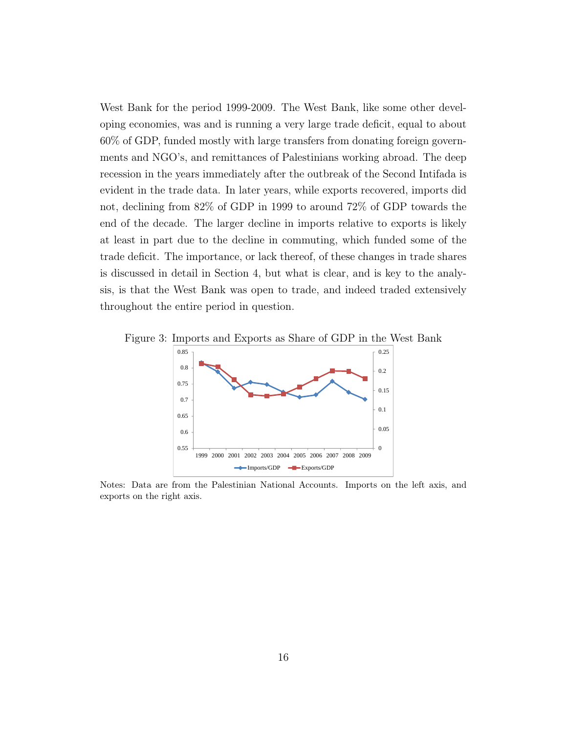West Bank for the period 1999-2009. The West Bank, like some other developing economies, was and is running a very large trade deficit, equal to about 60% of GDP, funded mostly with large transfers from donating foreign governments and NGO's, and remittances of Palestinians working abroad. The deep recession in the years immediately after the outbreak of the Second Intifada is evident in the trade data. In later years, while exports recovered, imports did not, declining from 82% of GDP in 1999 to around 72% of GDP towards the end of the decade. The larger decline in imports relative to exports is likely at least in part due to the decline in commuting, which funded some of the trade deficit. The importance, or lack thereof, of these changes in trade shares is discussed in detail in Section 4, but what is clear, and is key to the analysis, is that the West Bank was open to trade, and indeed traded extensively throughout the entire period in question.

Figure 3: Imports and Exports as Share of GDP in the West Bank

Notes: Data are from the Palestinian National Accounts. Imports on the left axis, and exports on the right axis.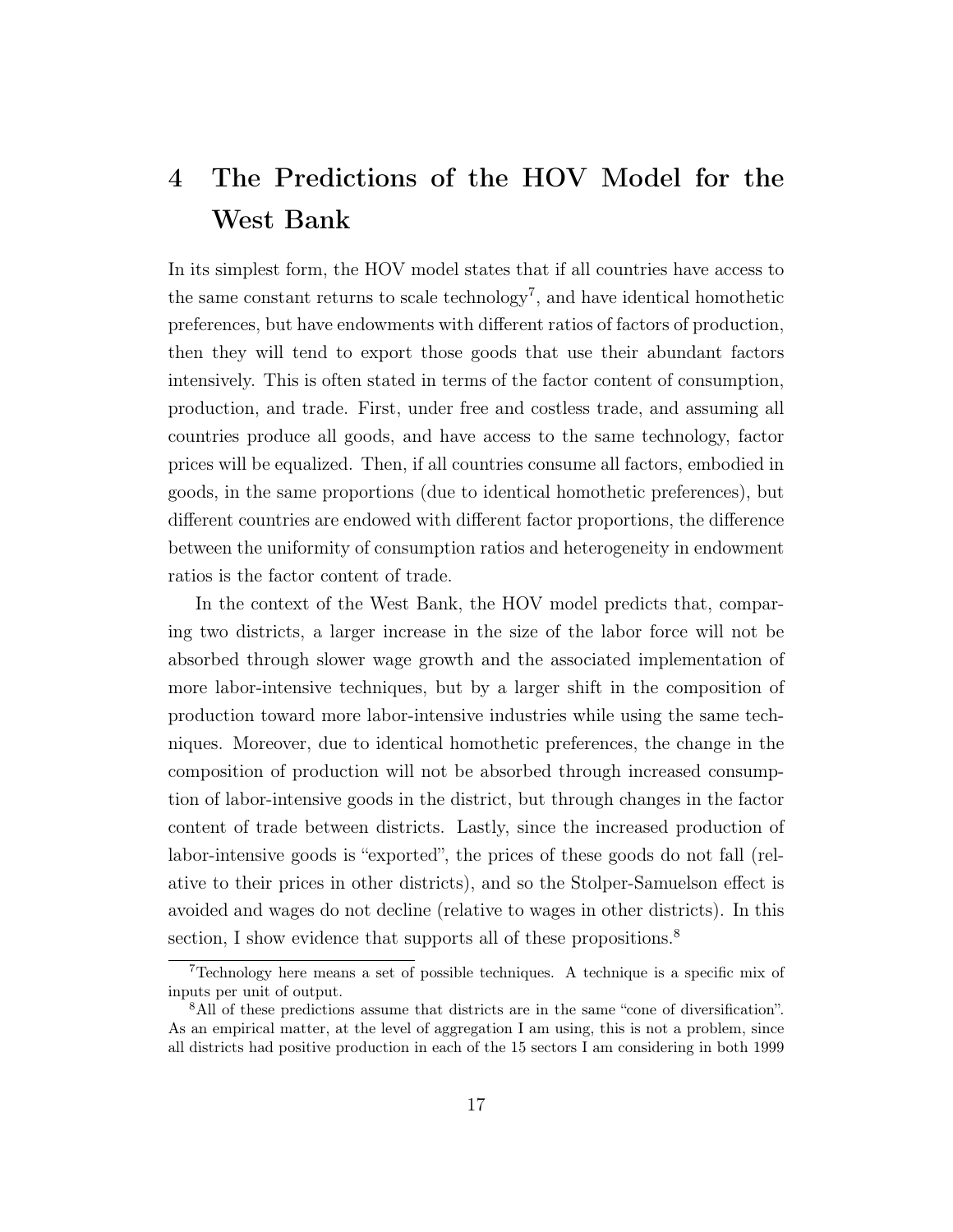# 4 The Predictions of the HOV Model for the West Bank

In its simplest form, the HOV model states that if all countries have access to the same constant returns to scale technology[7], and have identical homothetic preferences, but have endowments with different ratios of factors of production, then they will tend to export those goods that use their abundant factors intensively. This is often stated in terms of the factor content of consumption, production, and trade. First, under free and costless trade, and assuming all countries produce all goods, and have access to the same technology, factor prices will be equalized. Then, if all countries consume all factors, embodied in goods, in the same proportions (due to identical homothetic preferences), but different countries are endowed with different factor proportions, the difference between the uniformity of consumption ratios and heterogeneity in endowment ratios is the factor content of trade.

In the context of the West Bank, the HOV model predicts that, comparing two districts, a larger increase in the size of the labor force will not be absorbed through slower wage growth and the associated implementation of more labor-intensive techniques, but by a larger shift in the composition of production toward more labor-intensive industries while using the same techniques. Moreover, due to identical homothetic preferences, the change in the composition of production will not be absorbed through increased consumption of labor-intensive goods in the district, but through changes in the factor content of trade between districts. Lastly, since the increased production of labor-intensive goods is "exported", the prices of these goods do not fall (relative to their prices in other districts), and so the Stolper-Samuelson effect is avoided and wages do not decline (relative to wages in other districts). In this section, I show evidence that supports all of these propositions.[8]

[7] Technology here means a set of possible techniques. A technique is a specific mix of inputs per unit of output.

[8] All of these predictions assume that districts are in the same "cone of diversification". As an empirical matter, at the level of aggregation I am using, this is not a problem, since all districts had positive production in each of the 15 sectors I am considering in both 1999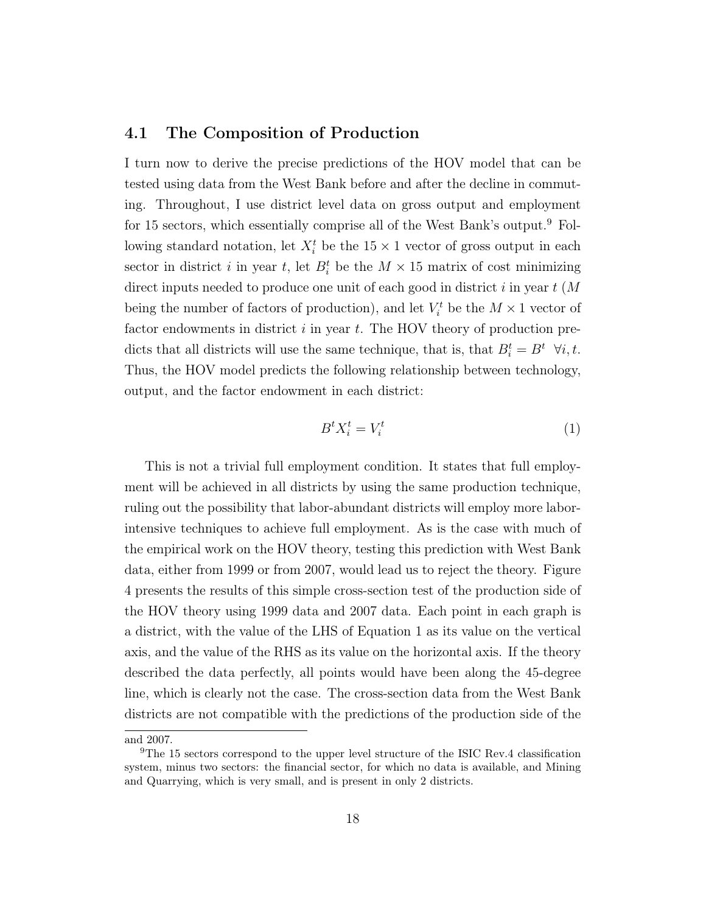## 4.1 The Composition of Production

I turn now to derive the precise predictions of the HOV model that can be tested using data from the West Bank before and after the decline in commuting. Throughout, I use district level data on gross output and employment for 15 sectors, which essentially comprise all of the West Bank's output.[9] Following standard notation, let $X_i^t$ be the $15 \times 1$ vector of gross output in each sector in district $i$ in year $t$, let $B_i^t$ be the $M \times 15$ matrix of cost minimizing direct inputs needed to produce one unit of each good in district $i$ in year $t$ ($M$ being the number of factors of production), and let $V_i^t$ be the $M \times 1$ vector of factor endowments in district $i$ in year $t$. The HOV theory of production predicts that all districts will use the same technique, that is, that $B_i^t = B^t \;\; \forall i, t$. Thus, the HOV model predicts the following relationship between technology, output, and the factor endowment in each district:

$$B^t X_i^t = V_i^t \tag{1}$$

This is not a trivial full employment condition. It states that full employment will be achieved in all districts by using the same production technique, ruling out the possibility that labor-abundant districts will employ more labor-intensive techniques to achieve full employment. As is the case with much of the empirical work on the HOV theory, testing this prediction with West Bank data, either from 1999 or from 2007, would lead us to reject the theory. Figure 4 presents the results of this simple cross-section test of the production side of the HOV theory using 1999 data and 2007 data. Each point in each graph is a district, with the value of the LHS of Equation 1 as its value on the vertical axis, and the value of the RHS as its value on the horizontal axis. If the theory described the data perfectly, all points would have been along the 45-degree line, which is clearly not the case. The cross-section data from the West Bank districts are not compatible with the predictions of the production side of the

---

and 2007.

[9]The 15 sectors correspond to the upper level structure of the ISIC Rev.4 classification system, minus two sectors: the financial sector, for which no data is available, and Mining and Quarrying, which is very small, and is present in only 2 districts.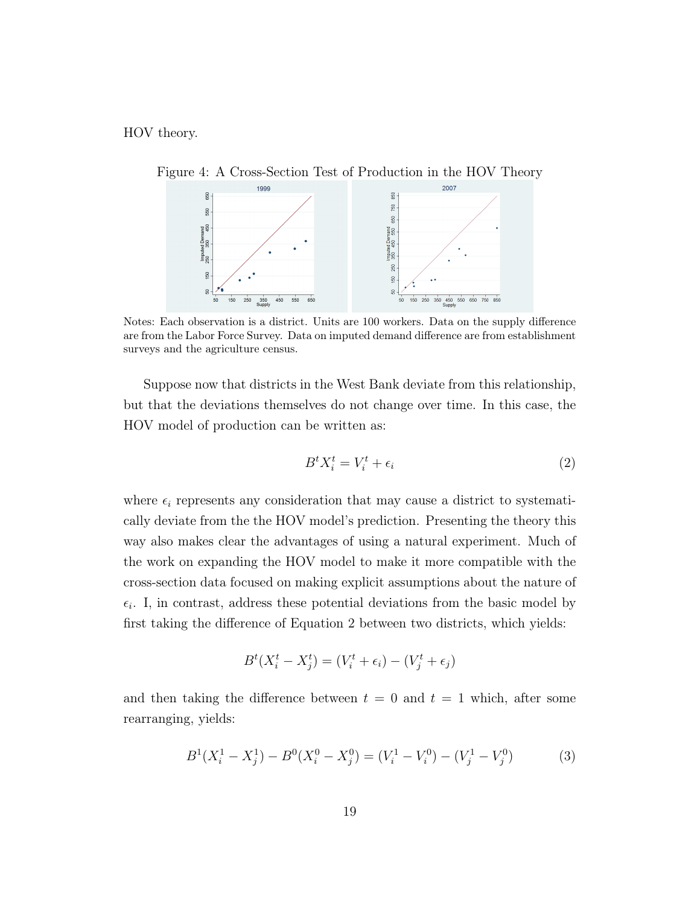HOV theory.

Figure 4: A Cross-Section Test of Production in the HOV Theory

Notes: Each observation is a district. Units are 100 workers. Data on the supply difference are from the Labor Force Survey. Data on imputed demand difference are from establishment surveys and the agriculture census.

Suppose now that districts in the West Bank deviate from this relationship, but that the deviations themselves do not change over time. In this case, the HOV model of production can be written as:

$$B^t X_i^t = V_i^t + \epsilon_i \tag{2}$$

where $\epsilon_i$ represents any consideration that may cause a district to systematically deviate from the the HOV model's prediction. Presenting the theory this way also makes clear the advantages of using a natural experiment. Much of the work on expanding the HOV model to make it more compatible with the cross-section data focused on making explicit assumptions about the nature of $\epsilon_i$. I, in contrast, address these potential deviations from the basic model by first taking the difference of Equation 2 between two districts, which yields:

$$B^t(X_i^t - X_j^t) = (V_i^t + \epsilon_i) - (V_j^t + \epsilon_j)$$

and then taking the difference between $t = 0$ and $t = 1$ which, after some rearranging, yields:

$$B^1(X_i^1 - X_j^1) - B^0(X_i^0 - X_j^0) = (V_i^1 - V_i^0) - (V_j^1 - V_j^0) \tag{3}$$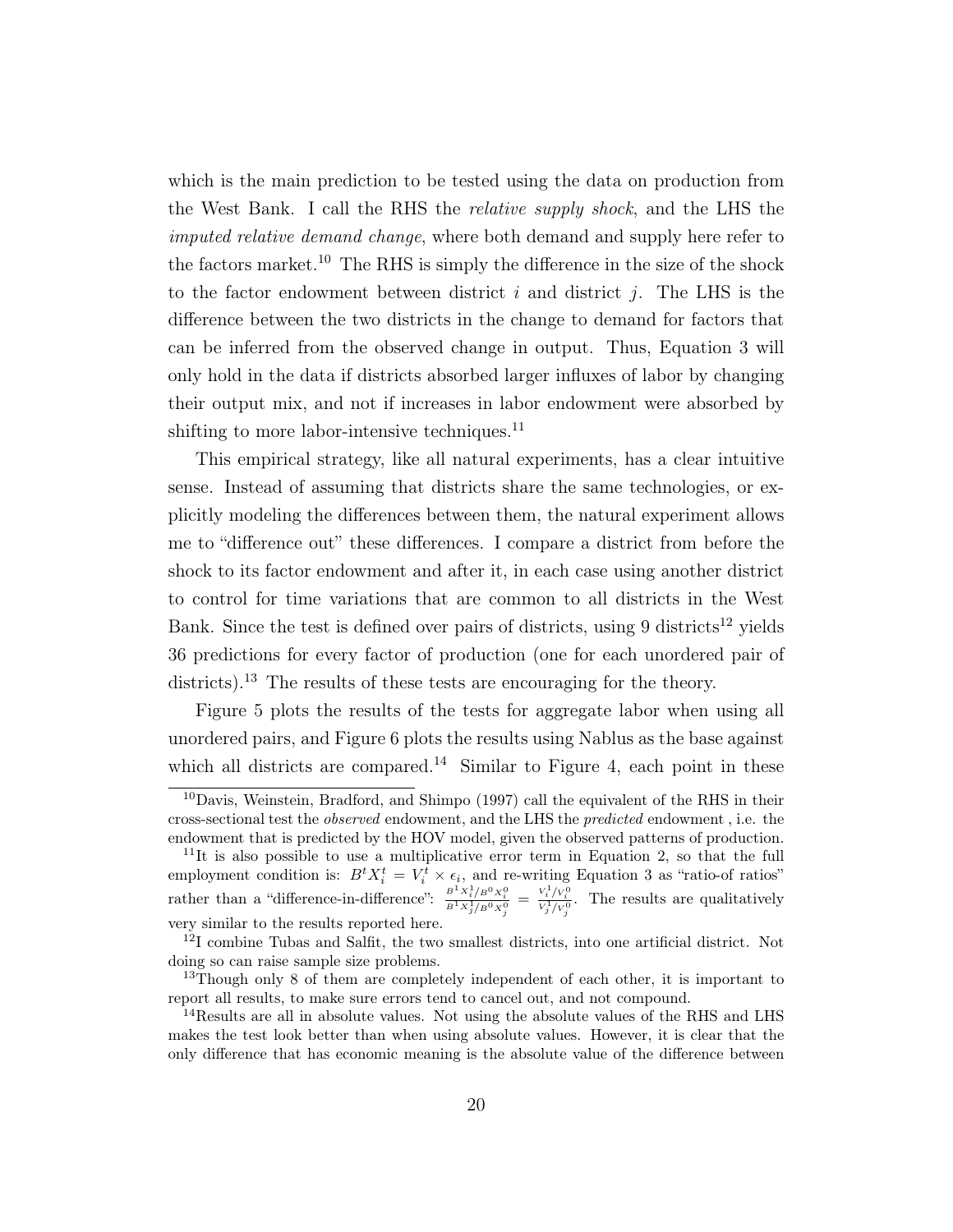which is the main prediction to be tested using the data on production from the West Bank. I call the RHS the *relative supply shock*, and the LHS the *imputed relative demand change*, where both demand and supply here refer to the factors market.[10] The RHS is simply the difference in the size of the shock to the factor endowment between district $i$ and district $j$. The LHS is the difference between the two districts in the change to demand for factors that can be inferred from the observed change in output. Thus, Equation 3 will only hold in the data if districts absorbed larger influxes of labor by changing their output mix, and not if increases in labor endowment were absorbed by shifting to more labor-intensive techniques.[11]

This empirical strategy, like all natural experiments, has a clear intuitive sense. Instead of assuming that districts share the same technologies, or explicitly modeling the differences between them, the natural experiment allows me to "difference out" these differences. I compare a district from before the shock to its factor endowment and after it, in each case using another district to control for time variations that are common to all districts in the West Bank. Since the test is defined over pairs of districts, using 9 districts[12] yields 36 predictions for every factor of production (one for each unordered pair of districts).[13] The results of these tests are encouraging for the theory.

Figure 5 plots the results of the tests for aggregate labor when using all unordered pairs, and Figure 6 plots the results using Nablus as the base against which all districts are compared.[14] Similar to Figure 4, each point in these

[10] Davis, Weinstein, Bradford, and Shimpo (1997) call the equivalent of the RHS in their cross-sectional test the *observed* endowment, and the LHS the *predicted* endowment , i.e. the endowment that is predicted by the HOV model, given the observed patterns of production.

[11] It is also possible to use a multiplicative error term in Equation 2, so that the full employment condition is: $B^t X_i^t = V_i^t \times \epsilon_i$, and re-writing Equation 3 as "ratio-of ratios" rather than a "difference-in-difference": $\frac{B^1 X_i^1 / B^0 X_i^0}{B^1 X_j^1 / B^0 X_j^0} = \frac{V_i^1 / V_i^0}{V_j^1 / V_j^0}$. The results are qualitatively very similar to the results reported here.

[12] I combine Tubas and Salfit, the two smallest districts, into one artificial district. Not doing so can raise sample size problems.

[13] Though only 8 of them are completely independent of each other, it is important to report all results, to make sure errors tend to cancel out, and not compound.

[14] Results are all in absolute values. Not using the absolute values of the RHS and LHS makes the test look better than when using absolute values. However, it is clear that the only difference that has economic meaning is the absolute value of the difference between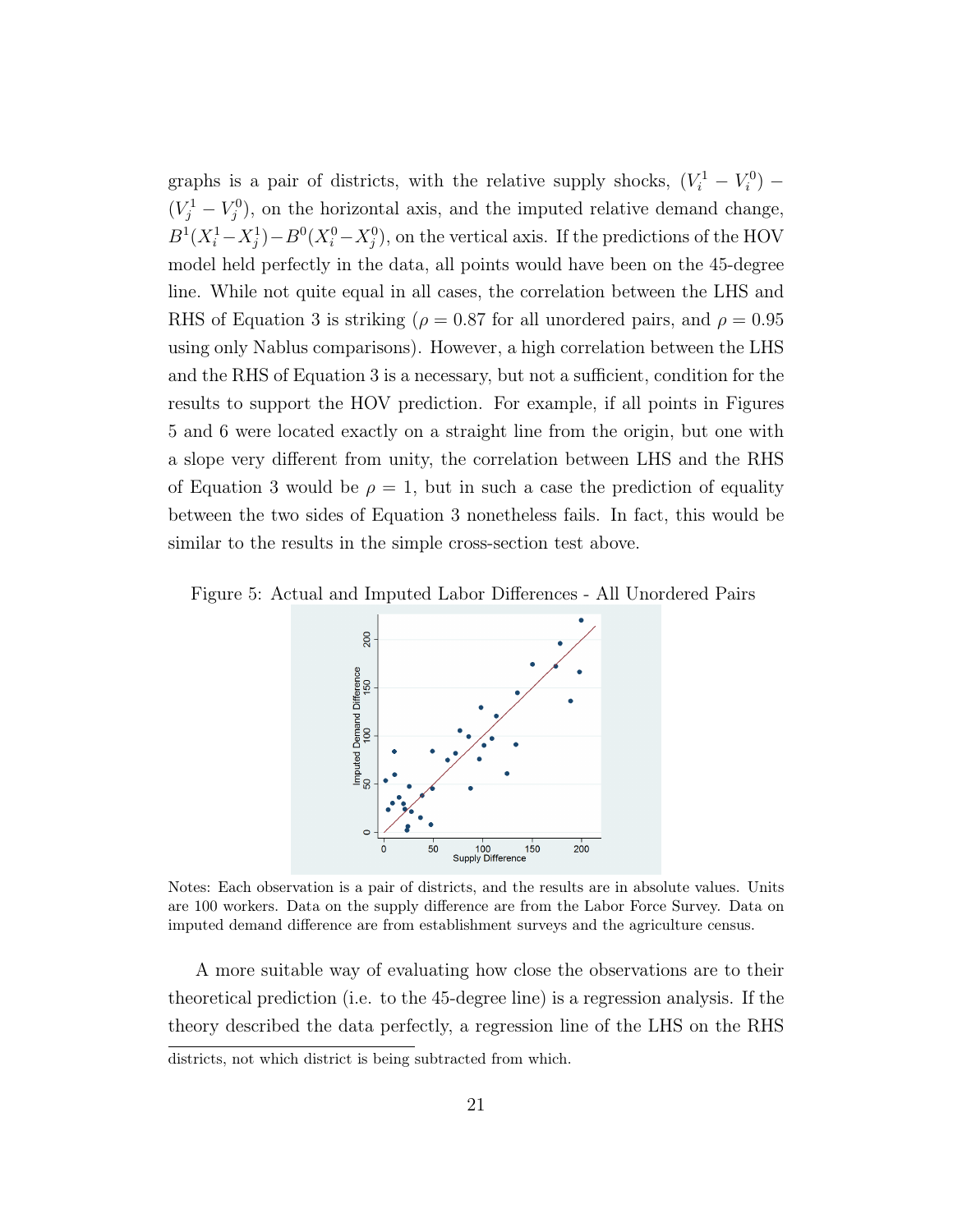graphs is a pair of districts, with the relative supply shocks, $(V_i^1 - V_i^0) - (V_j^1 - V_j^0)$, on the horizontal axis, and the imputed relative demand change, $B^1(X_i^1 - X_j^1) - B^0(X_i^0 - X_j^0)$, on the vertical axis. If the predictions of the HOV model held perfectly in the data, all points would have been on the 45-degree line. While not quite equal in all cases, the correlation between the LHS and RHS of Equation 3 is striking ($\rho = 0.87$ for all unordered pairs, and $\rho = 0.95$ using only Nablus comparisons). However, a high correlation between the LHS and the RHS of Equation 3 is a necessary, but not a sufficient, condition for the results to support the HOV prediction. For example, if all points in Figures 5 and 6 were located exactly on a straight line from the origin, but one with a slope very different from unity, the correlation between LHS and the RHS of Equation 3 would be $\rho = 1$, but in such a case the prediction of equality between the two sides of Equation 3 nonetheless fails. In fact, this would be similar to the results in the simple cross-section test above.

Figure 5: Actual and Imputed Labor Differences - All Unordered Pairs

Notes: Each observation is a pair of districts, and the results are in absolute values. Units are 100 workers. Data on the supply difference are from the Labor Force Survey. Data on imputed demand difference are from establishment surveys and the agriculture census.

A more suitable way of evaluating how close the observations are to their theoretical prediction (i.e. to the 45-degree line) is a regression analysis. If the theory described the data perfectly, a regression line of the LHS on the RHS

districts, not which district is being subtracted from which.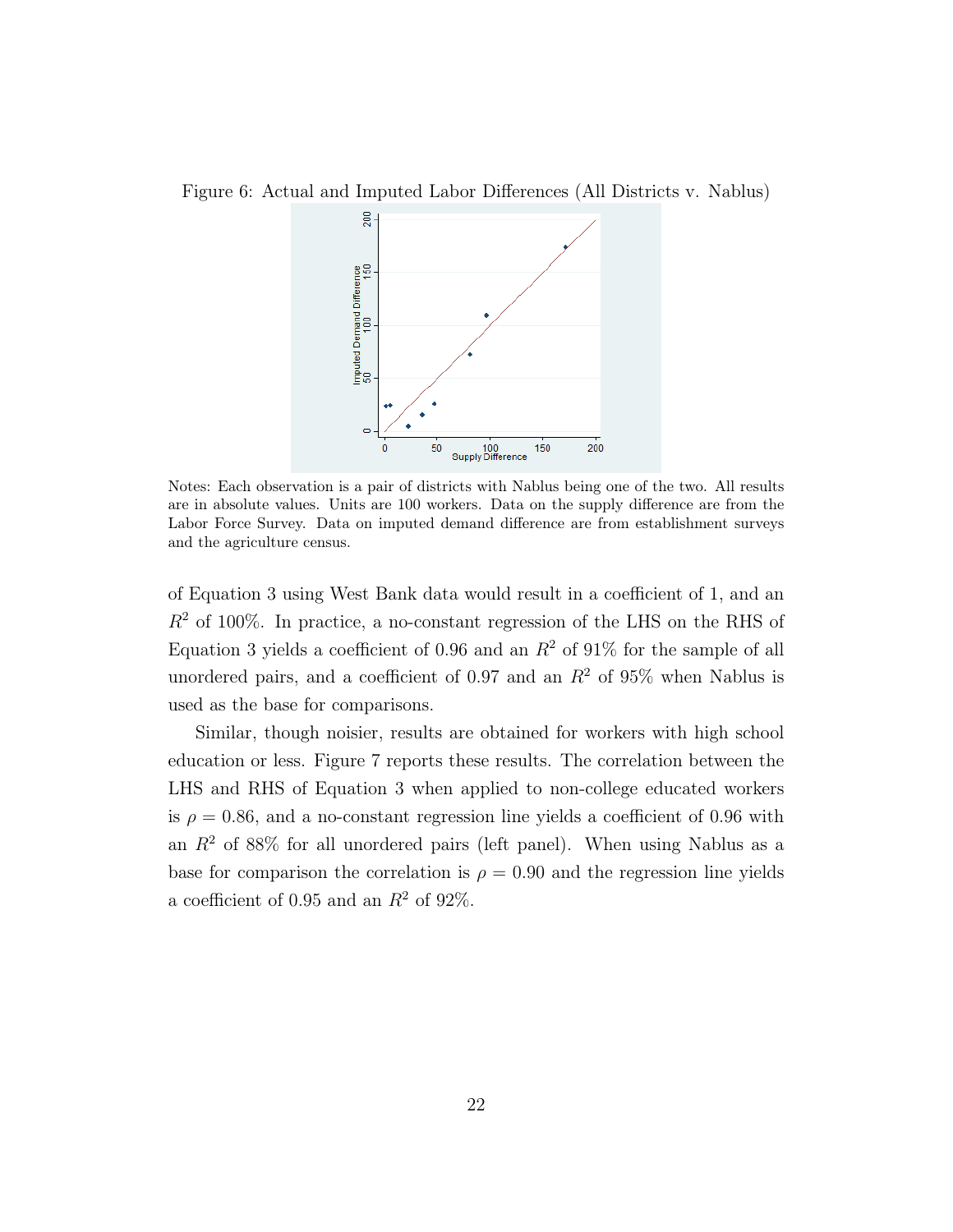Figure 6: Actual and Imputed Labor Differences (All Districts v. Nablus)

Notes: Each observation is a pair of districts with Nablus being one of the two. All results are in absolute values. Units are 100 workers. Data on the supply difference are from the Labor Force Survey. Data on imputed demand difference are from establishment surveys and the agriculture census.

of Equation 3 using West Bank data would result in a coefficient of 1, and an $R^2$ of 100%. In practice, a no-constant regression of the LHS on the RHS of Equation 3 yields a coefficient of 0.96 and an $R^2$ of 91% for the sample of all unordered pairs, and a coefficient of 0.97 and an $R^2$ of 95% when Nablus is used as the base for comparisons.

Similar, though noisier, results are obtained for workers with high school education or less. Figure 7 reports these results. The correlation between the LHS and RHS of Equation 3 when applied to non-college educated workers is $\rho = 0.86$, and a no-constant regression line yields a coefficient of 0.96 with an $R^2$ of 88% for all unordered pairs (left panel). When using Nablus as a base for comparison the correlation is $\rho = 0.90$ and the regression line yields a coefficient of 0.95 and an $R^2$ of 92%.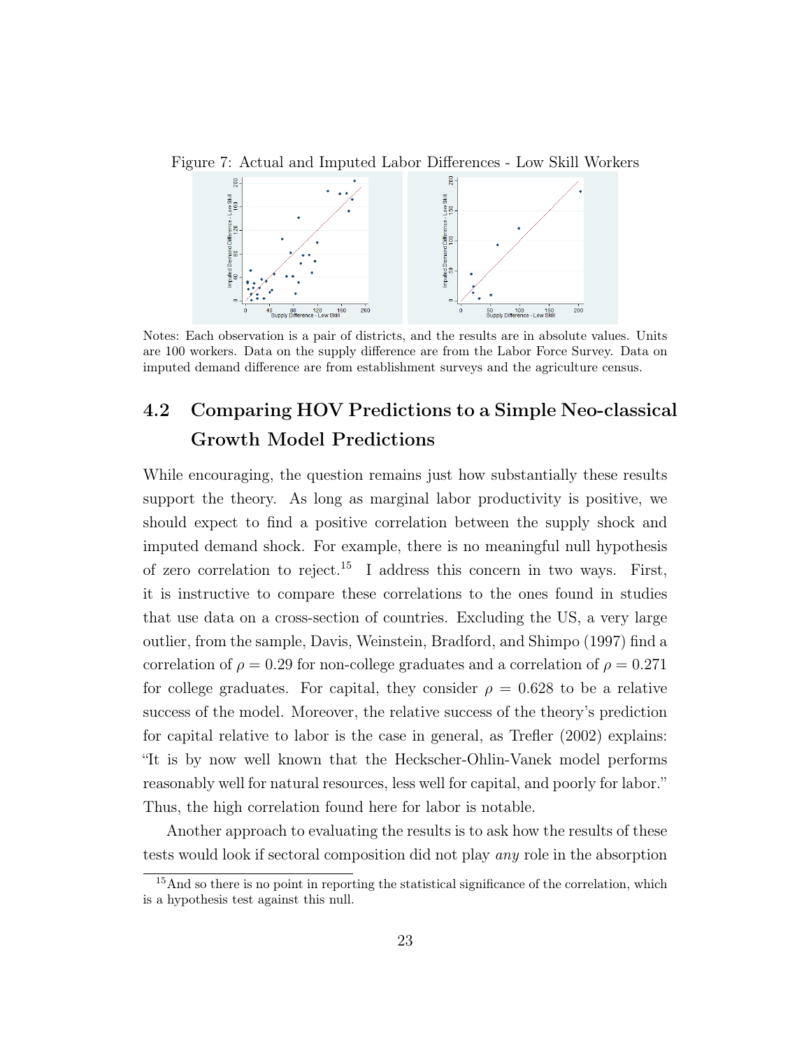Figure 7: Actual and Imputed Labor Differences - Low Skill Workers

Notes: Each observation is a pair of districts, and the results are in absolute values. Units are 100 workers. Data on the supply difference are from the Labor Force Survey. Data on imputed demand difference are from establishment surveys and the agriculture census.

## 4.2 Comparing HOV Predictions to a Simple Neo-classical Growth Model Predictions

While encouraging, the question remains just how substantially these results support the theory. As long as marginal labor productivity is positive, we should expect to find a positive correlation between the supply shock and imputed demand shock. For example, there is no meaningful null hypothesis of zero correlation to reject.[15] I address this concern in two ways. First, it is instructive to compare these correlations to the ones found in studies that use data on a cross-section of countries. Excluding the US, a very large outlier, from the sample, Davis, Weinstein, Bradford, and Shimpo (1997) find a correlation of $\rho = 0.29$ for non-college graduates and a correlation of $\rho = 0.271$ for college graduates. For capital, they consider $\rho = 0.628$ to be a relative success of the model. Moreover, the relative success of the theory's prediction for capital relative to labor is the case in general, as Trefler (2002) explains: "It is by now well known that the Heckscher-Ohlin-Vanek model performs reasonably well for natural resources, less well for capital, and poorly for labor." Thus, the high correlation found here for labor is notable.

Another approach to evaluating the results is to ask how the results of these tests would look if sectoral composition did not play *any* role in the absorption

[15] And so there is no point in reporting the statistical significance of the correlation, which is a hypothesis test against this null.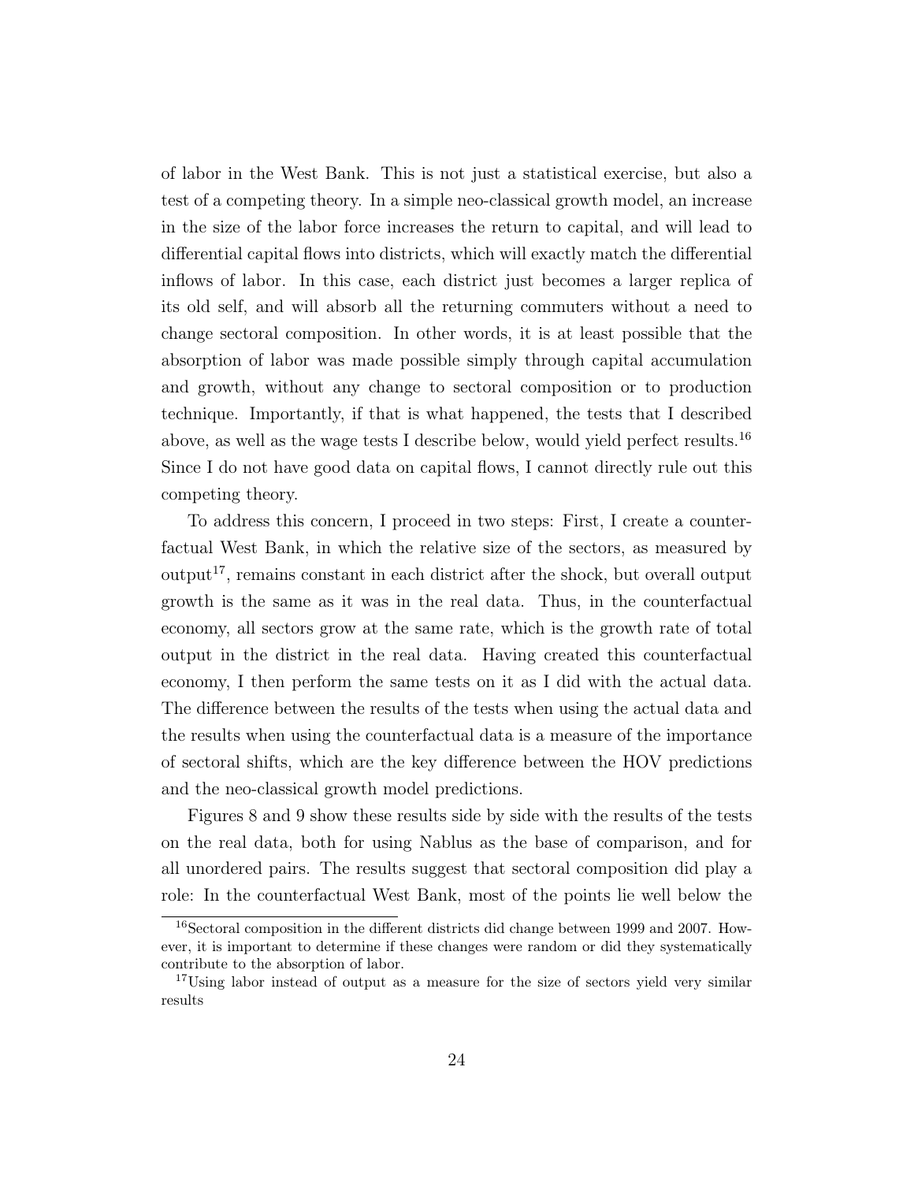of labor in the West Bank. This is not just a statistical exercise, but also a test of a competing theory. In a simple neo-classical growth model, an increase in the size of the labor force increases the return to capital, and will lead to differential capital flows into districts, which will exactly match the differential inflows of labor. In this case, each district just becomes a larger replica of its old self, and will absorb all the returning commuters without a need to change sectoral composition. In other words, it is at least possible that the absorption of labor was made possible simply through capital accumulation and growth, without any change to sectoral composition or to production technique. Importantly, if that is what happened, the tests that I described above, as well as the wage tests I describe below, would yield perfect results.[16] Since I do not have good data on capital flows, I cannot directly rule out this competing theory.

To address this concern, I proceed in two steps: First, I create a counterfactual West Bank, in which the relative size of the sectors, as measured by output[17], remains constant in each district after the shock, but overall output growth is the same as it was in the real data. Thus, in the counterfactual economy, all sectors grow at the same rate, which is the growth rate of total output in the district in the real data. Having created this counterfactual economy, I then perform the same tests on it as I did with the actual data. The difference between the results of the tests when using the actual data and the results when using the counterfactual data is a measure of the importance of sectoral shifts, which are the key difference between the HOV predictions and the neo-classical growth model predictions.

Figures 8 and 9 show these results side by side with the results of the tests on the real data, both for using Nablus as the base of comparison, and for all unordered pairs. The results suggest that sectoral composition did play a role: In the counterfactual West Bank, most of the points lie well below the

[16] Sectoral composition in the different districts did change between 1999 and 2007. However, it is important to determine if these changes were random or did they systematically contribute to the absorption of labor.

[17] Using labor instead of output as a measure for the size of sectors yield very similar results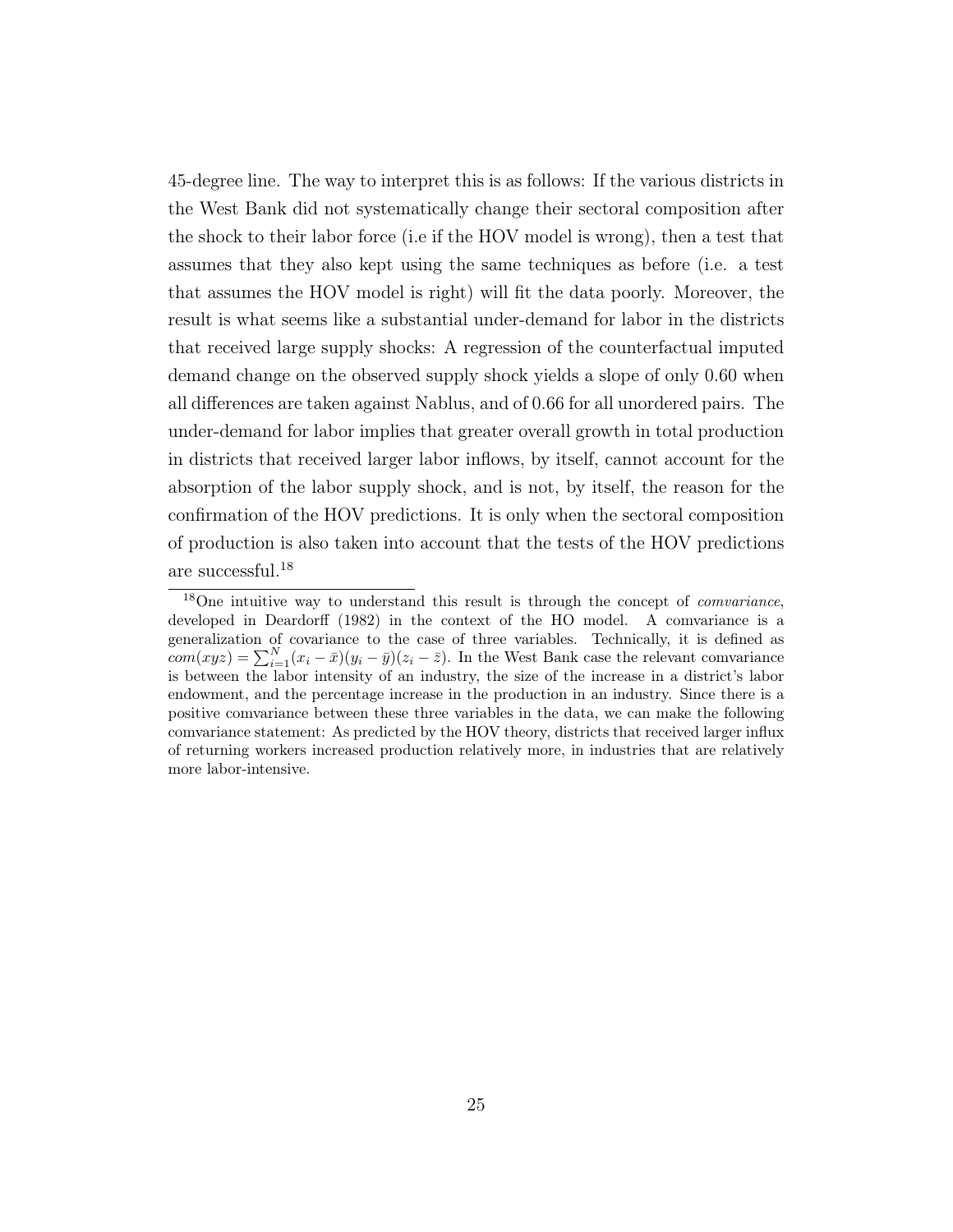45-degree line. The way to interpret this is as follows: If the various districts in the West Bank did not systematically change their sectoral composition after the shock to their labor force (i.e if the HOV model is wrong), then a test that assumes that they also kept using the same techniques as before (i.e. a test that assumes the HOV model is right) will fit the data poorly. Moreover, the result is what seems like a substantial under-demand for labor in the districts that received large supply shocks: A regression of the counterfactual imputed demand change on the observed supply shock yields a slope of only 0.60 when all differences are taken against Nablus, and of 0.66 for all unordered pairs. The under-demand for labor implies that greater overall growth in total production in districts that received larger labor inflows, by itself, cannot account for the absorption of the labor supply shock, and is not, by itself, the reason for the confirmation of the HOV predictions. It is only when the sectoral composition of production is also taken into account that the tests of the HOV predictions are successful.[18]

[18] One intuitive way to understand this result is through the concept of *comvariance*, developed in Deardorff (1982) in the context of the HO model. A comvariance is a generalization of covariance to the case of three variables. Technically, it is defined as $com(xyz) = \sum_{i=1}^{N}(x_i - \bar{x})(y_i - \bar{y})(z_i - \bar{z})$. In the West Bank case the relevant comvariance is between the labor intensity of an industry, the size of the increase in a district's labor endowment, and the percentage increase in the production in an industry. Since there is a positive comvariance between these three variables in the data, we can make the following comvariance statement: As predicted by the HOV theory, districts that received larger influx of returning workers increased production relatively more, in industries that are relatively more labor-intensive.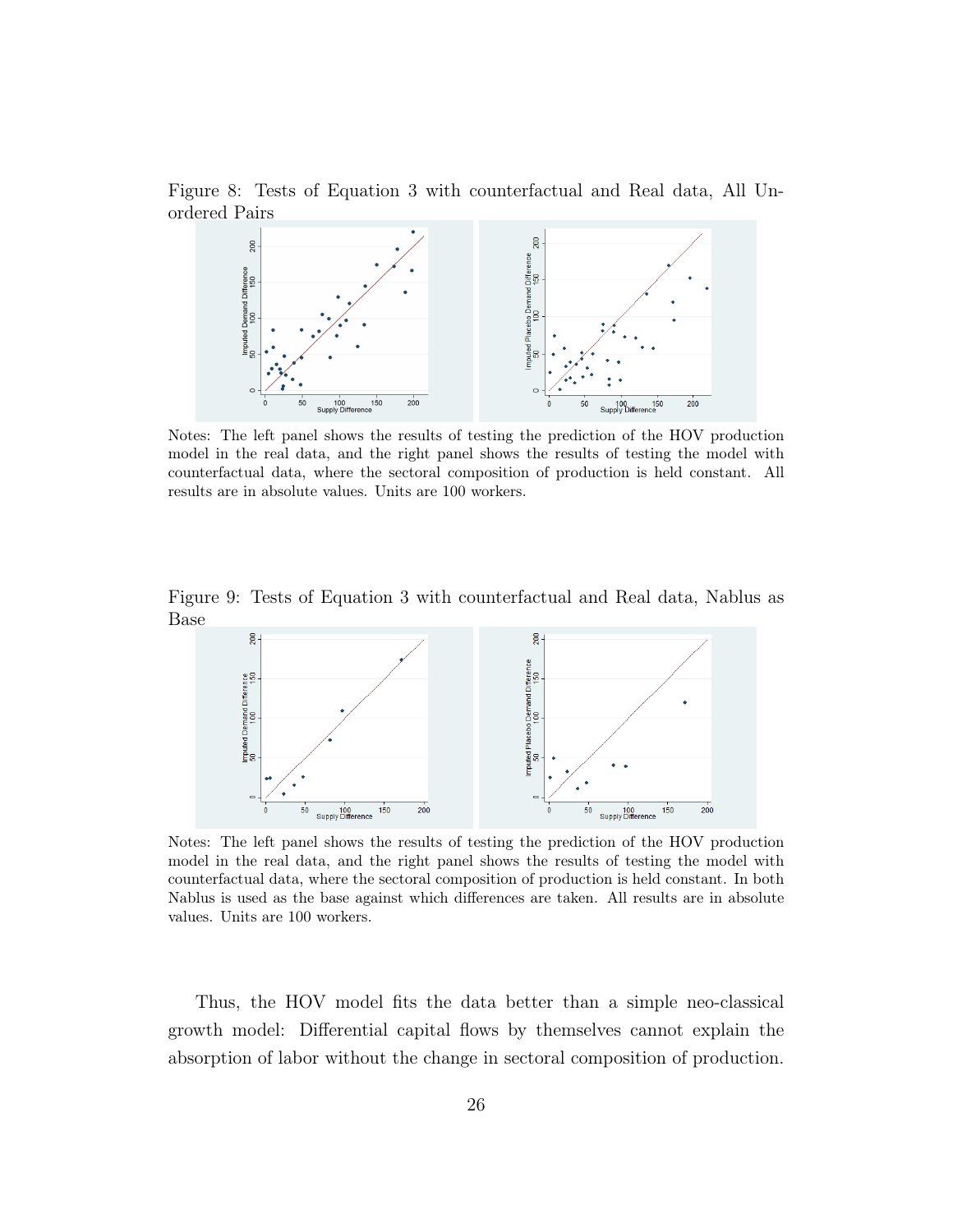Figure 8: Tests of Equation 3 with counterfactual and Real data, All Unordered Pairs

Notes: The left panel shows the results of testing the prediction of the HOV production model in the real data, and the right panel shows the results of testing the model with counterfactual data, where the sectoral composition of production is held constant. All results are in absolute values. Units are 100 workers.

Figure 9: Tests of Equation 3 with counterfactual and Real data, Nablus as Base

Notes: The left panel shows the results of testing the prediction of the HOV production model in the real data, and the right panel shows the results of testing the model with counterfactual data, where the sectoral composition of production is held constant. In both Nablus is used as the base against which differences are taken. All results are in absolute values. Units are 100 workers.

Thus, the HOV model fits the data better than a simple neo-classical growth model: Differential capital flows by themselves cannot explain the absorption of labor without the change in sectoral composition of production.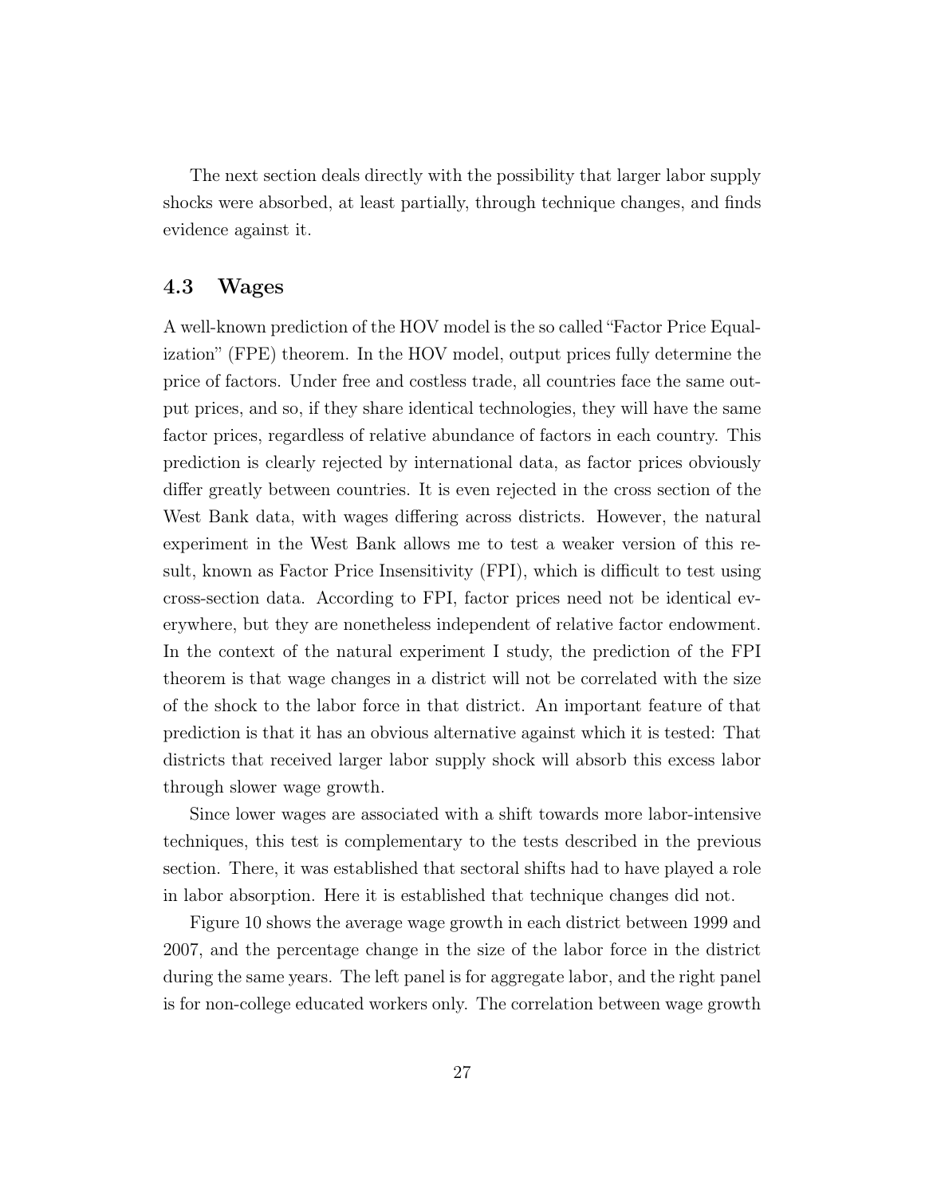The next section deals directly with the possibility that larger labor supply shocks were absorbed, at least partially, through technique changes, and finds evidence against it.

### 4.3 Wages

A well-known prediction of the HOV model is the so called "Factor Price Equalization" (FPE) theorem. In the HOV model, output prices fully determine the price of factors. Under free and costless trade, all countries face the same output prices, and so, if they share identical technologies, they will have the same factor prices, regardless of relative abundance of factors in each country. This prediction is clearly rejected by international data, as factor prices obviously differ greatly between countries. It is even rejected in the cross section of the West Bank data, with wages differing across districts. However, the natural experiment in the West Bank allows me to test a weaker version of this result, known as Factor Price Insensitivity (FPI), which is difficult to test using cross-section data. According to FPI, factor prices need not be identical everywhere, but they are nonetheless independent of relative factor endowment. In the context of the natural experiment I study, the prediction of the FPI theorem is that wage changes in a district will not be correlated with the size of the shock to the labor force in that district. An important feature of that prediction is that it has an obvious alternative against which it is tested: That districts that received larger labor supply shock will absorb this excess labor through slower wage growth.

Since lower wages are associated with a shift towards more labor-intensive techniques, this test is complementary to the tests described in the previous section. There, it was established that sectoral shifts had to have played a role in labor absorption. Here it is established that technique changes did not.

Figure 10 shows the average wage growth in each district between 1999 and 2007, and the percentage change in the size of the labor force in the district during the same years. The left panel is for aggregate labor, and the right panel is for non-college educated workers only. The correlation between wage growth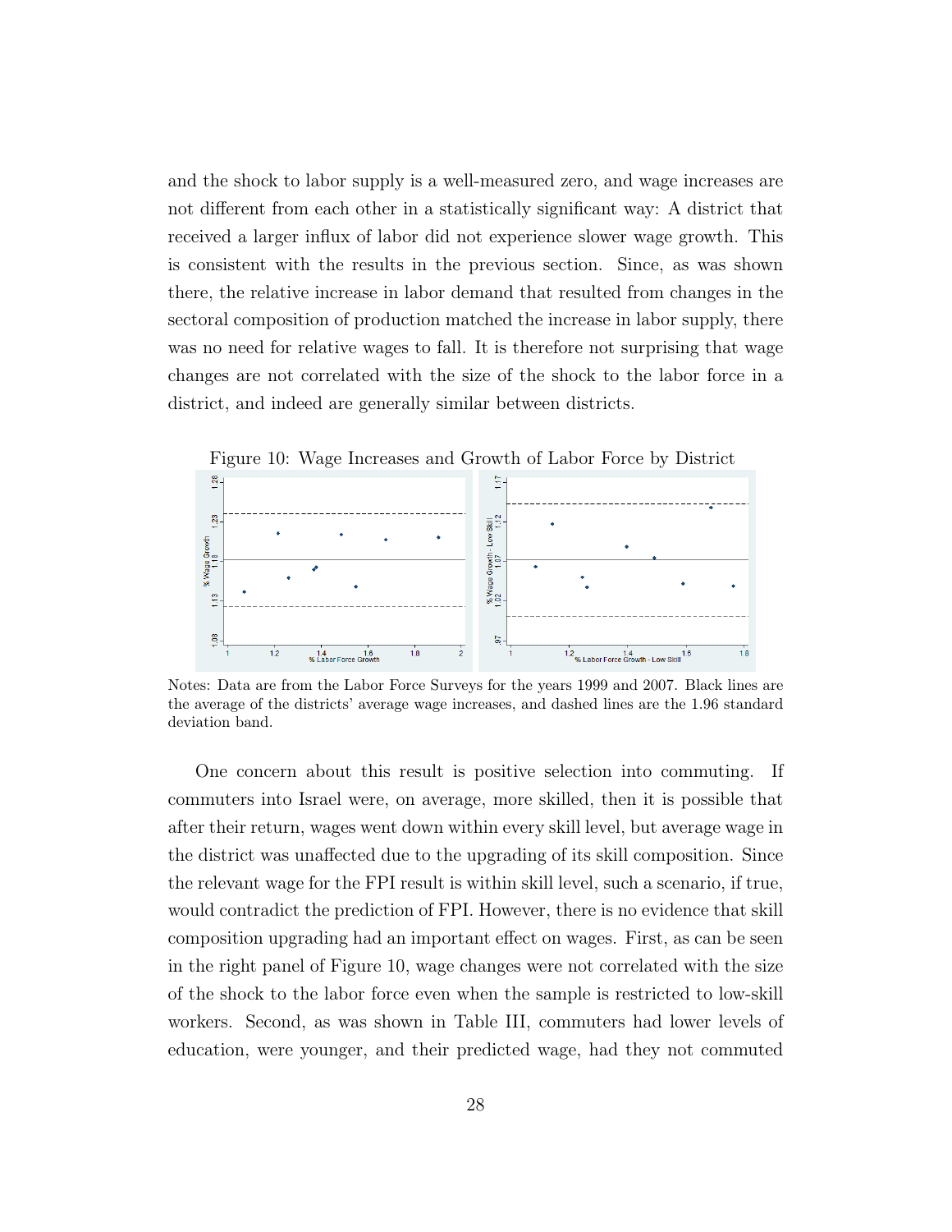and the shock to labor supply is a well-measured zero, and wage increases are not different from each other in a statistically significant way: A district that received a larger influx of labor did not experience slower wage growth. This is consistent with the results in the previous section. Since, as was shown there, the relative increase in labor demand that resulted from changes in the sectoral composition of production matched the increase in labor supply, there was no need for relative wages to fall. It is therefore not surprising that wage changes are not correlated with the size of the shock to the labor force in a district, and indeed are generally similar between districts.

Figure 10: Wage Increases and Growth of Labor Force by District

Notes: Data are from the Labor Force Surveys for the years 1999 and 2007. Black lines are the average of the districts' average wage increases, and dashed lines are the 1.96 standard deviation band.

One concern about this result is positive selection into commuting. If commuters into Israel were, on average, more skilled, then it is possible that after their return, wages went down within every skill level, but average wage in the district was unaffected due to the upgrading of its skill composition. Since the relevant wage for the FPI result is within skill level, such a scenario, if true, would contradict the prediction of FPI. However, there is no evidence that skill composition upgrading had an important effect on wages. First, as can be seen in the right panel of Figure 10, wage changes were not correlated with the size of the shock to the labor force even when the sample is restricted to low-skill workers. Second, as was shown in Table III, commuters had lower levels of education, were younger, and their predicted wage, had they not commuted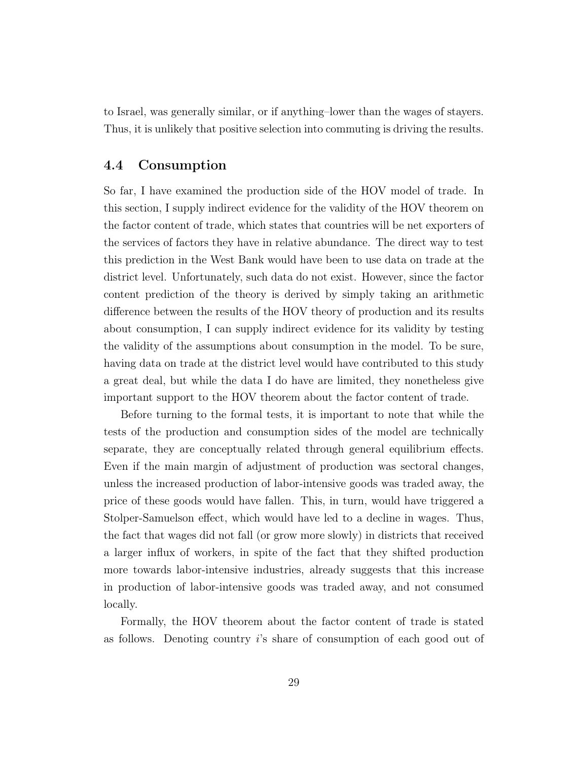to Israel, was generally similar, or if anything–lower than the wages of stayers. Thus, it is unlikely that positive selection into commuting is driving the results.

## 4.4 Consumption

So far, I have examined the production side of the HOV model of trade. In this section, I supply indirect evidence for the validity of the HOV theorem on the factor content of trade, which states that countries will be net exporters of the services of factors they have in relative abundance. The direct way to test this prediction in the West Bank would have been to use data on trade at the district level. Unfortunately, such data do not exist. However, since the factor content prediction of the theory is derived by simply taking an arithmetic difference between the results of the HOV theory of production and its results about consumption, I can supply indirect evidence for its validity by testing the validity of the assumptions about consumption in the model. To be sure, having data on trade at the district level would have contributed to this study a great deal, but while the data I do have are limited, they nonetheless give important support to the HOV theorem about the factor content of trade.

Before turning to the formal tests, it is important to note that while the tests of the production and consumption sides of the model are technically separate, they are conceptually related through general equilibrium effects. Even if the main margin of adjustment of production was sectoral changes, unless the increased production of labor-intensive goods was traded away, the price of these goods would have fallen. This, in turn, would have triggered a Stolper-Samuelson effect, which would have led to a decline in wages. Thus, the fact that wages did not fall (or grow more slowly) in districts that received a larger influx of workers, in spite of the fact that they shifted production more towards labor-intensive industries, already suggests that this increase in production of labor-intensive goods was traded away, and not consumed locally.

Formally, the HOV theorem about the factor content of trade is stated as follows. Denoting country $i$'s share of consumption of each good out of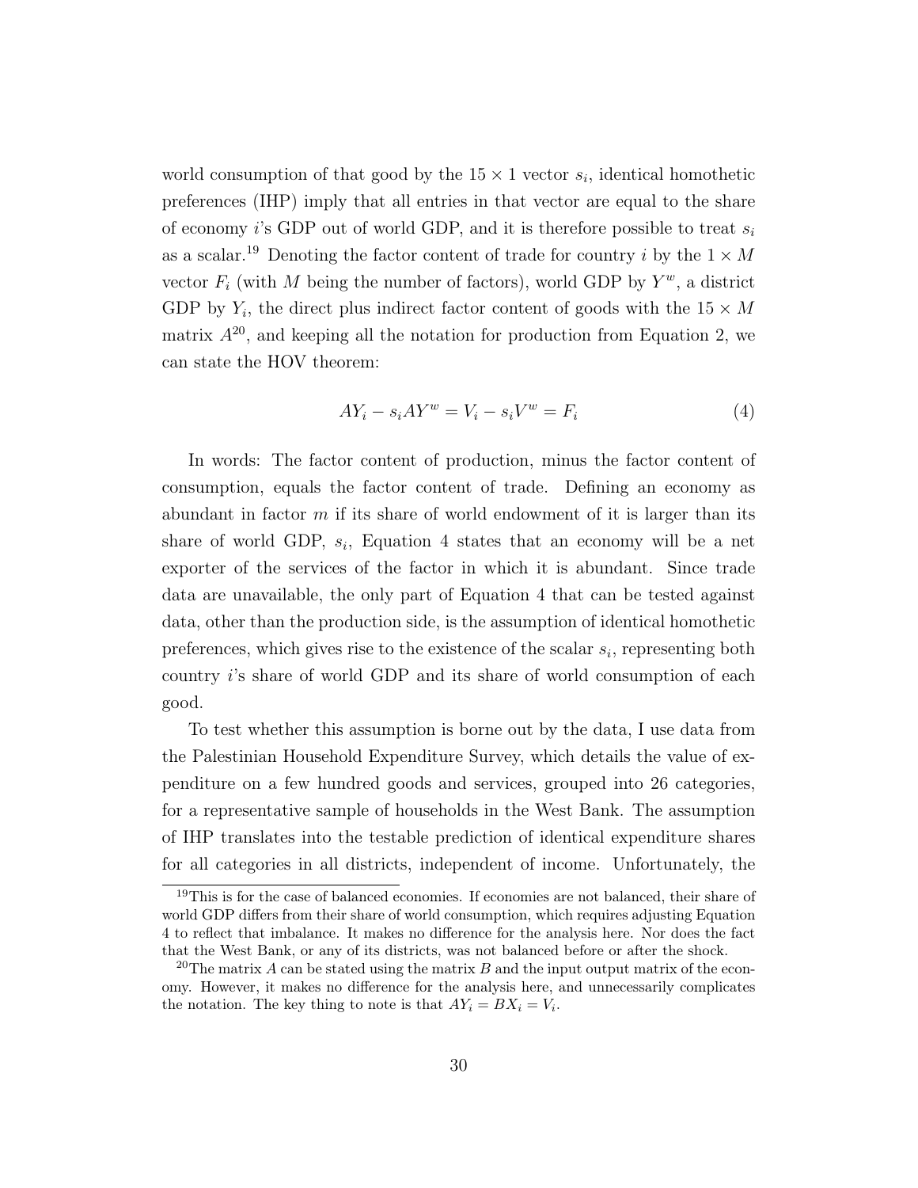world consumption of that good by the $15 \times 1$ vector $s_i$, identical homothetic preferences (IHP) imply that all entries in that vector are equal to the share of economy $i$'s GDP out of world GDP, and it is therefore possible to treat $s_i$ as a scalar.[19] Denoting the factor content of trade for country $i$ by the $1 \times M$ vector $F_i$ (with $M$ being the number of factors), world GDP by $Y^w$, a district GDP by $Y_i$, the direct plus indirect factor content of goods with the $15 \times M$ matrix $A$[20], and keeping all the notation for production from Equation 2, we can state the HOV theorem:

$$AY_i - s_i AY^w = V_i - s_i V^w = F_i \tag{4}$$

In words: The factor content of production, minus the factor content of consumption, equals the factor content of trade. Defining an economy as abundant in factor $m$ if its share of world endowment of it is larger than its share of world GDP, $s_i$, Equation 4 states that an economy will be a net exporter of the services of the factor in which it is abundant. Since trade data are unavailable, the only part of Equation 4 that can be tested against data, other than the production side, is the assumption of identical homothetic preferences, which gives rise to the existence of the scalar $s_i$, representing both country $i$'s share of world GDP and its share of world consumption of each good.

To test whether this assumption is borne out by the data, I use data from the Palestinian Household Expenditure Survey, which details the value of expenditure on a few hundred goods and services, grouped into 26 categories, for a representative sample of households in the West Bank. The assumption of IHP translates into the testable prediction of identical expenditure shares for all categories in all districts, independent of income. Unfortunately, the

[19] This is for the case of balanced economies. If economies are not balanced, their share of world GDP differs from their share of world consumption, which requires adjusting Equation 4 to reflect that imbalance. It makes no difference for the analysis here. Nor does the fact that the West Bank, or any of its districts, was not balanced before or after the shock.

[20] The matrix $A$ can be stated using the matrix $B$ and the input output matrix of the economy. However, it makes no difference for the analysis here, and unnecessarily complicates the notation. The key thing to note is that $AY_i = BX_i = V_i$.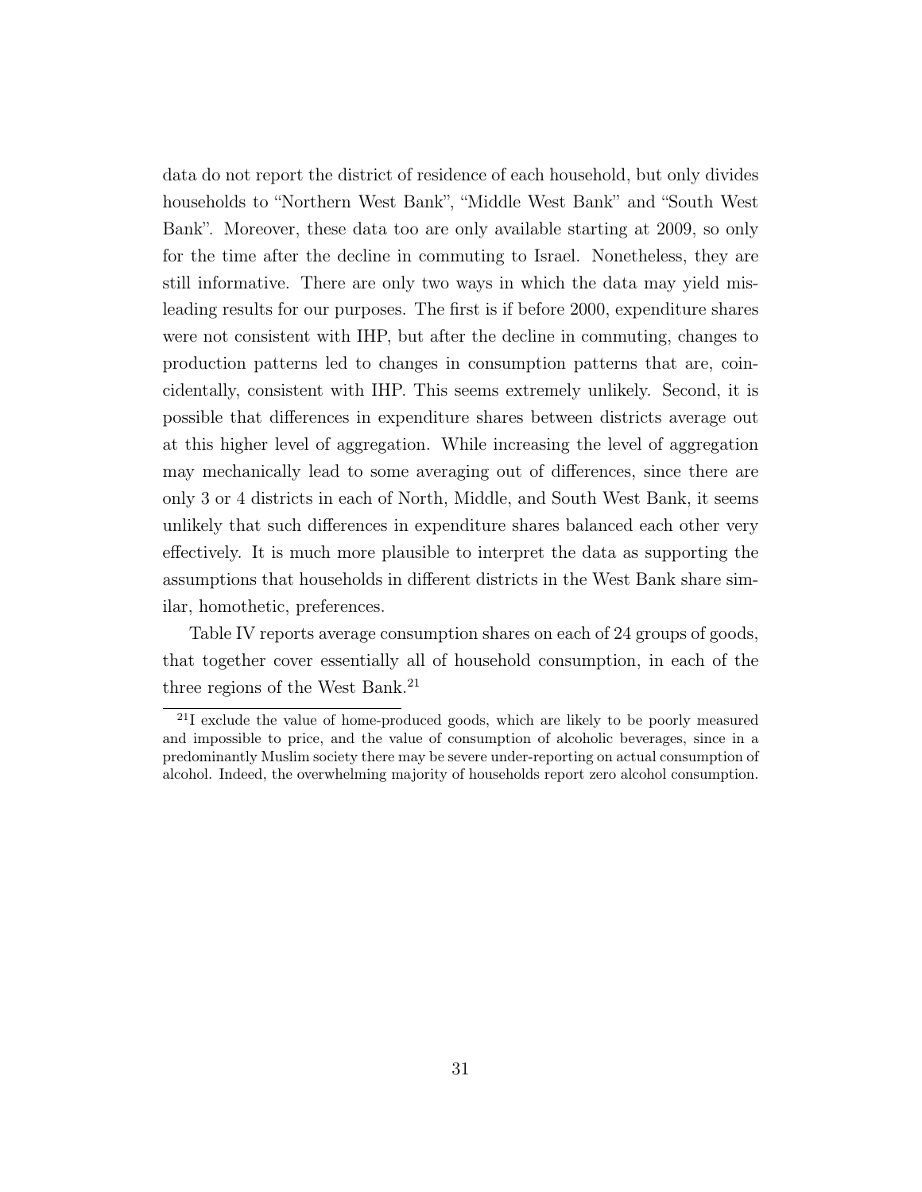data do not report the district of residence of each household, but only divides households to "Northern West Bank", "Middle West Bank" and "South West Bank". Moreover, these data too are only available starting at 2009, so only for the time after the decline in commuting to Israel. Nonetheless, they are still informative. There are only two ways in which the data may yield misleading results for our purposes. The first is if before 2000, expenditure shares were not consistent with IHP, but after the decline in commuting, changes to production patterns led to changes in consumption patterns that are, coincidentally, consistent with IHP. This seems extremely unlikely. Second, it is possible that differences in expenditure shares between districts average out at this higher level of aggregation. While increasing the level of aggregation may mechanically lead to some averaging out of differences, since there are only 3 or 4 districts in each of North, Middle, and South West Bank, it seems unlikely that such differences in expenditure shares balanced each other very effectively. It is much more plausible to interpret the data as supporting the assumptions that households in different districts in the West Bank share similar, homothetic, preferences.

Table IV reports average consumption shares on each of 24 groups of goods, that together cover essentially all of household consumption, in each of the three regions of the West Bank.[21]

[21] I exclude the value of home-produced goods, which are likely to be poorly measured and impossible to price, and the value of consumption of alcoholic beverages, since in a predominantly Muslim society there may be severe under-reporting on actual consumption of alcohol. Indeed, the overwhelming majority of households report zero alcohol consumption.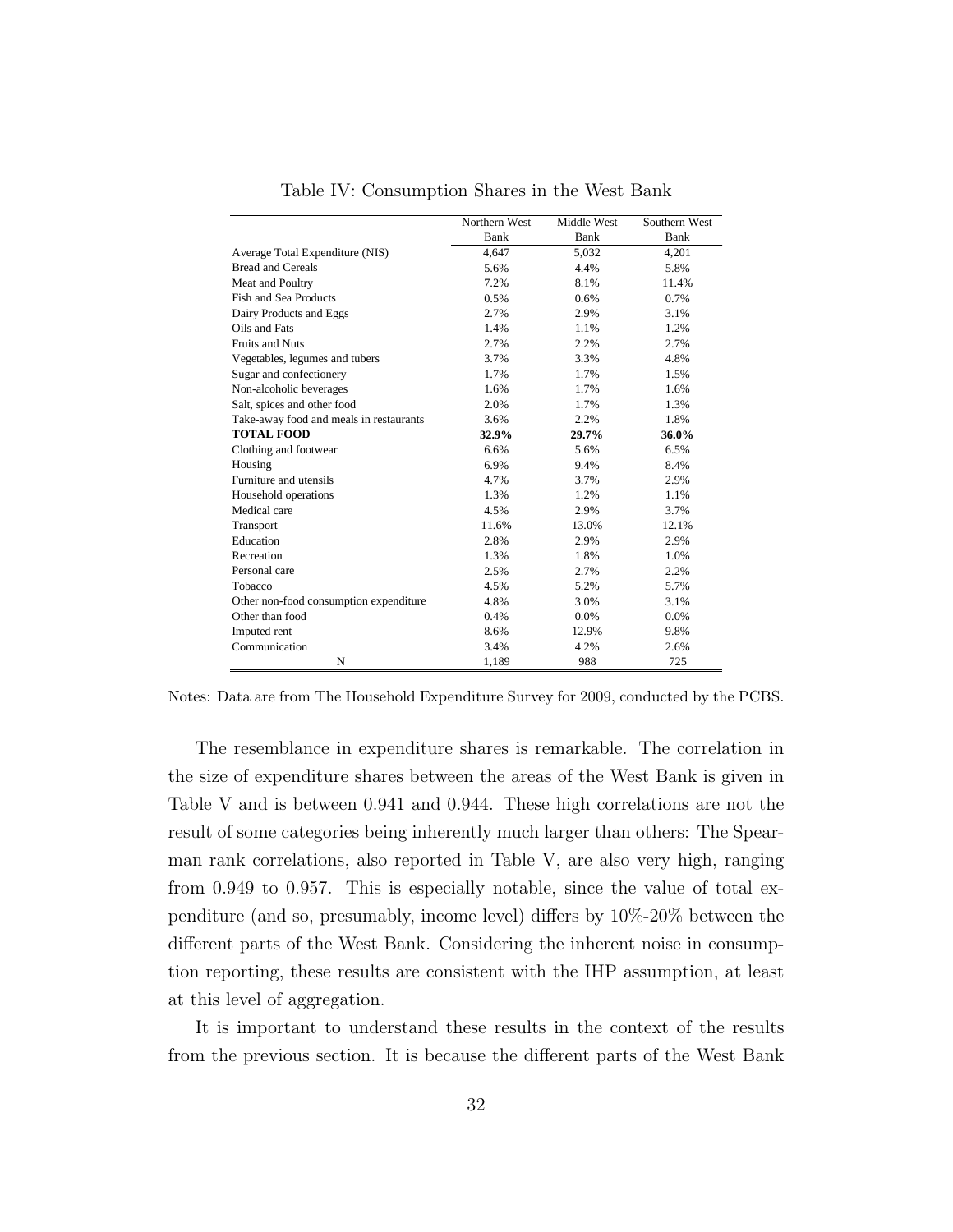Table IV: Consumption Shares in the West Bank

| | Northern West Bank | Middle West Bank | Southern West Bank |
|---|---|---|---|
| Average Total Expenditure (NIS) | 4,647 | 5,032 | 4,201 |
| Bread and Cereals | 5.6% | 4.4% | 5.8% |
| Meat and Poultry | 7.2% | 8.1% | 11.4% |
| Fish and Sea Products | 0.5% | 0.6% | 0.7% |
| Dairy Products and Eggs | 2.7% | 2.9% | 3.1% |
| Oils and Fats | 1.4% | 1.1% | 1.2% |
| Fruits and Nuts | 2.7% | 2.2% | 2.7% |
| Vegetables, legumes and tubers | 3.7% | 3.3% | 4.8% |
| Sugar and confectionery | 1.7% | 1.7% | 1.5% |
| Non-alcoholic beverages | 1.6% | 1.7% | 1.6% |
| Salt, spices and other food | 2.0% | 1.7% | 1.3% |
| Take-away food and meals in restaurants | 3.6% | 2.2% | 1.8% |
| **TOTAL FOOD** | **32.9%** | **29.7%** | **36.0%** |
| Clothing and footwear | 6.6% | 5.6% | 6.5% |
| Housing | 6.9% | 9.4% | 8.4% |
| Furniture and utensils | 4.7% | 3.7% | 2.9% |
| Household operations | 1.3% | 1.2% | 1.1% |
| Medical care | 4.5% | 2.9% | 3.7% |
| Transport | 11.6% | 13.0% | 12.1% |
| Education | 2.8% | 2.9% | 2.9% |
| Recreation | 1.3% | 1.8% | 1.0% |
| Personal care | 2.5% | 2.7% | 2.2% |
| Tobacco | 4.5% | 5.2% | 5.7% |
| Other non-food consumption expenditure | 4.8% | 3.0% | 3.1% |
| Other than food | 0.4% | 0.0% | 0.0% |
| Imputed rent | 8.6% | 12.9% | 9.8% |
| Communication | 3.4% | 4.2% | 2.6% |
| N | 1,189 | 988 | 725 |

Notes: Data are from The Household Expenditure Survey for 2009, conducted by the PCBS.

The resemblance in expenditure shares is remarkable. The correlation in the size of expenditure shares between the areas of the West Bank is given in Table V and is between 0.941 and 0.944. These high correlations are not the result of some categories being inherently much larger than others: The Spearman rank correlations, also reported in Table V, are also very high, ranging from 0.949 to 0.957. This is especially notable, since the value of total expenditure (and so, presumably, income level) differs by 10%-20% between the different parts of the West Bank. Considering the inherent noise in consumption reporting, these results are consistent with the IHP assumption, at least at this level of aggregation.

It is important to understand these results in the context of the results from the previous section. It is because the different parts of the West Bank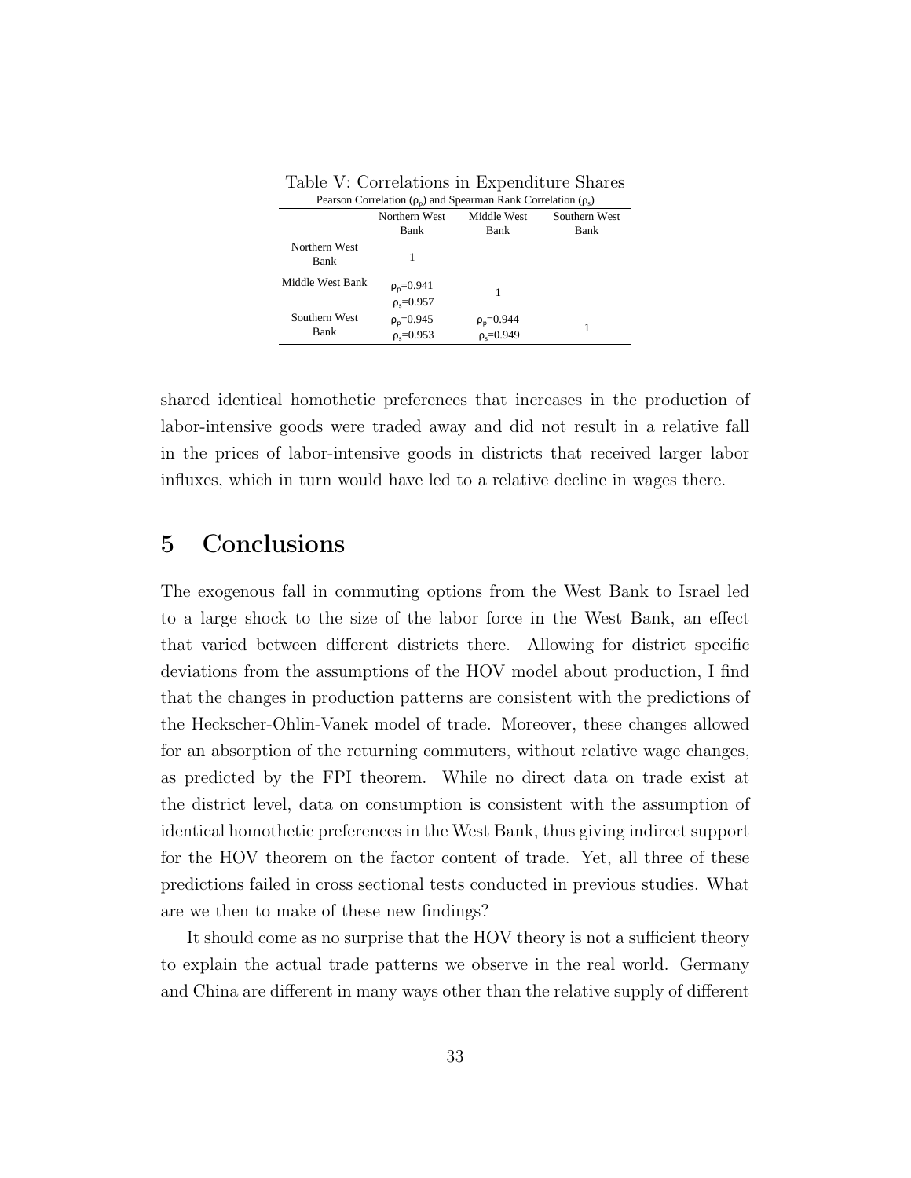Table V: Correlations in Expenditure Shares

Pearson Correlation ($\rho_p$) and Spearman Rank Correlation ($\rho_s$)

| | Northern West Bank | Middle West Bank | Southern West Bank |
|---|---|---|---|
| Northern West Bank | 1 | | |
| Middle West Bank | $\rho_p$=0.941 $\rho_s$=0.957 | 1 | |
| Southern West Bank | $\rho_p$=0.945 $\rho_s$=0.953 | $\rho_p$=0.944 $\rho_s$=0.949 | 1 |

shared identical homothetic preferences that increases in the production of labor-intensive goods were traded away and did not result in a relative fall in the prices of labor-intensive goods in districts that received larger labor influxes, which in turn would have led to a relative decline in wages there.

# 5 Conclusions

The exogenous fall in commuting options from the West Bank to Israel led to a large shock to the size of the labor force in the West Bank, an effect that varied between different districts there. Allowing for district specific deviations from the assumptions of the HOV model about production, I find that the changes in production patterns are consistent with the predictions of the Heckscher-Ohlin-Vanek model of trade. Moreover, these changes allowed for an absorption of the returning commuters, without relative wage changes, as predicted by the FPI theorem. While no direct data on trade exist at the district level, data on consumption is consistent with the assumption of identical homothetic preferences in the West Bank, thus giving indirect support for the HOV theorem on the factor content of trade. Yet, all three of these predictions failed in cross sectional tests conducted in previous studies. What are we then to make of these new findings?

It should come as no surprise that the HOV theory is not a sufficient theory to explain the actual trade patterns we observe in the real world. Germany and China are different in many ways other than the relative supply of different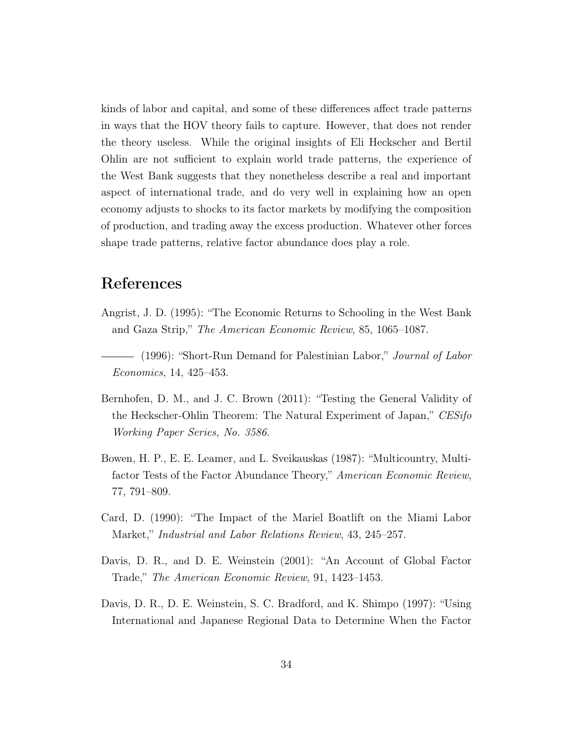kinds of labor and capital, and some of these differences affect trade patterns in ways that the HOV theory fails to capture. However, that does not render the theory useless. While the original insights of Eli Heckscher and Bertil Ohlin are not sufficient to explain world trade patterns, the experience of the West Bank suggests that they nonetheless describe a real and important aspect of international trade, and do very well in explaining how an open economy adjusts to shocks to its factor markets by modifying the composition of production, and trading away the excess production. Whatever other forces shape trade patterns, relative factor abundance does play a role.

# References

Angrist, J. D. (1995): "The Economic Returns to Schooling in the West Bank and Gaza Strip," *The American Economic Review*, 85, 1065–1087.

——— (1996): "Short-Run Demand for Palestinian Labor," *Journal of Labor Economics*, 14, 425–453.

Bernhofen, D. M., and J. C. Brown (2011): "Testing the General Validity of the Heckscher-Ohlin Theorem: The Natural Experiment of Japan," *CESifo Working Paper Series, No. 3586*.

Bowen, H. P., E. E. Leamer, and L. Sveikauskas (1987): "Multicountry, Multifactor Tests of the Factor Abundance Theory," *American Economic Review*, 77, 791–809.

Card, D. (1990): "The Impact of the Mariel Boatlift on the Miami Labor Market," *Industrial and Labor Relations Review*, 43, 245–257.

Davis, D. R., and D. E. Weinstein (2001): "An Account of Global Factor Trade," *The American Economic Review*, 91, 1423–1453.

Davis, D. R., D. E. Weinstein, S. C. Bradford, and K. Shimpo (1997): "Using International and Japanese Regional Data to Determine When the Factor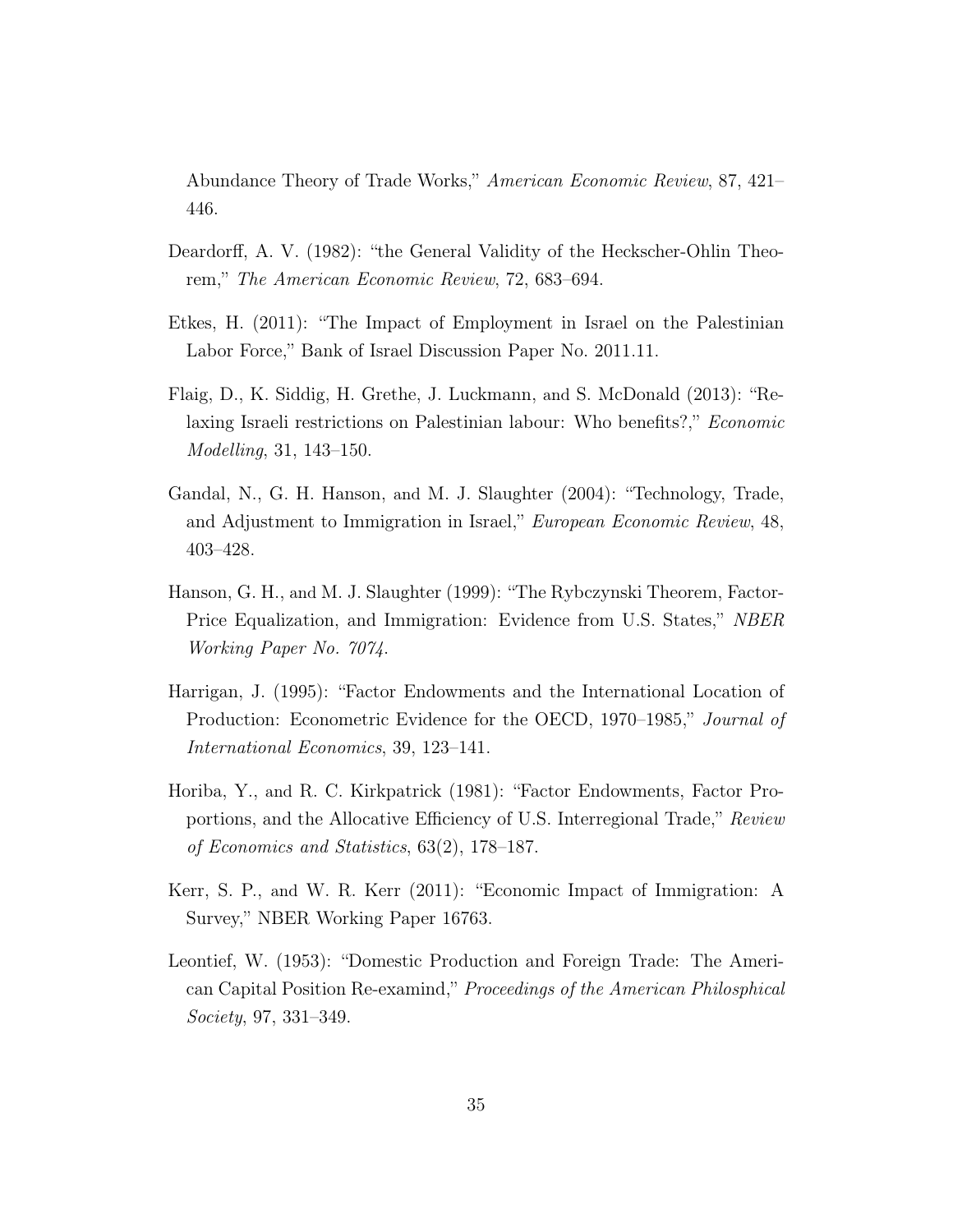Abundance Theory of Trade Works," *American Economic Review*, 87, 421–446.

Deardorff, A. V. (1982): "the General Validity of the Heckscher-Ohlin Theorem," *The American Economic Review*, 72, 683–694.

Etkes, H. (2011): "The Impact of Employment in Israel on the Palestinian Labor Force," Bank of Israel Discussion Paper No. 2011.11.

Flaig, D., K. Siddig, H. Grethe, J. Luckmann, and S. McDonald (2013): "Relaxing Israeli restrictions on Palestinian labour: Who benefits?," *Economic Modelling*, 31, 143–150.

Gandal, N., G. H. Hanson, and M. J. Slaughter (2004): "Technology, Trade, and Adjustment to Immigration in Israel," *European Economic Review*, 48, 403–428.

Hanson, G. H., and M. J. Slaughter (1999): "The Rybczynski Theorem, Factor-Price Equalization, and Immigration: Evidence from U.S. States," *NBER Working Paper No. 7074*.

Harrigan, J. (1995): "Factor Endowments and the International Location of Production: Econometric Evidence for the OECD, 1970–1985," *Journal of International Economics*, 39, 123–141.

Horiba, Y., and R. C. Kirkpatrick (1981): "Factor Endowments, Factor Proportions, and the Allocative Efficiency of U.S. Interregional Trade," *Review of Economics and Statistics*, 63(2), 178–187.

Kerr, S. P., and W. R. Kerr (2011): "Economic Impact of Immigration: A Survey," NBER Working Paper 16763.

Leontief, W. (1953): "Domestic Production and Foreign Trade: The American Capital Position Re-examind," *Proceedings of the American Philosphical Society*, 97, 331–349.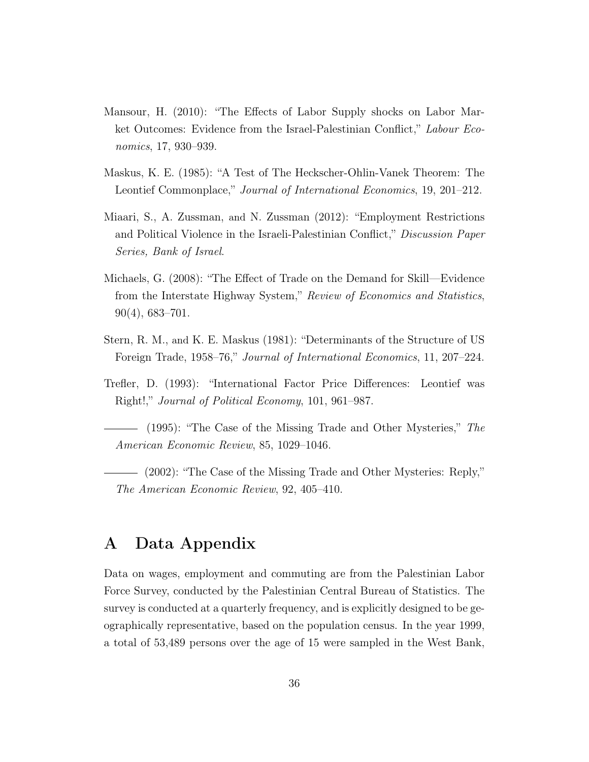Mansour, H. (2010): "The Effects of Labor Supply shocks on Labor Market Outcomes: Evidence from the Israel-Palestinian Conflict," *Labour Economics*, 17, 930–939.

Maskus, K. E. (1985): "A Test of The Heckscher-Ohlin-Vanek Theorem: The Leontief Commonplace," *Journal of International Economics*, 19, 201–212.

Miaari, S., A. Zussman, and N. Zussman (2012): "Employment Restrictions and Political Violence in the Israeli-Palestinian Conflict," *Discussion Paper Series, Bank of Israel*.

Michaels, G. (2008): "The Effect of Trade on the Demand for Skill—Evidence from the Interstate Highway System," *Review of Economics and Statistics*, 90(4), 683–701.

Stern, R. M., and K. E. Maskus (1981): "Determinants of the Structure of US Foreign Trade, 1958–76," *Journal of International Economics*, 11, 207–224.

Trefler, D. (1993): "International Factor Price Differences: Leontief was Right!," *Journal of Political Economy*, 101, 961–987.

——— (1995): "The Case of the Missing Trade and Other Mysteries," *The American Economic Review*, 85, 1029–1046.

——— (2002): "The Case of the Missing Trade and Other Mysteries: Reply," *The American Economic Review*, 92, 405–410.

# A Data Appendix

Data on wages, employment and commuting are from the Palestinian Labor Force Survey, conducted by the Palestinian Central Bureau of Statistics. The survey is conducted at a quarterly frequency, and is explicitly designed to be geographically representative, based on the population census. In the year 1999, a total of 53,489 persons over the age of 15 were sampled in the West Bank,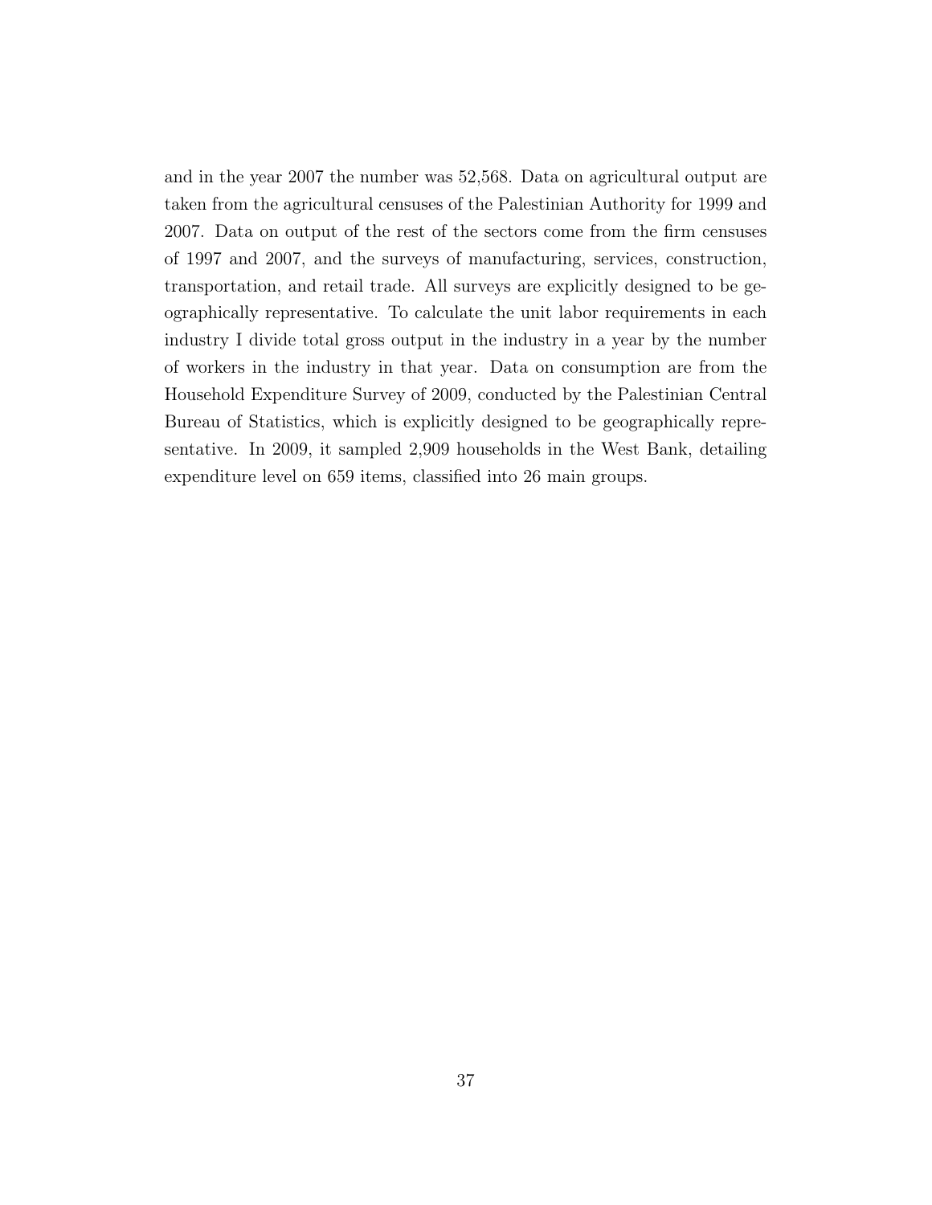and in the year 2007 the number was 52,568. Data on agricultural output are taken from the agricultural censuses of the Palestinian Authority for 1999 and 2007. Data on output of the rest of the sectors come from the firm censuses of 1997 and 2007, and the surveys of manufacturing, services, construction, transportation, and retail trade. All surveys are explicitly designed to be geographically representative. To calculate the unit labor requirements in each industry I divide total gross output in the industry in a year by the number of workers in the industry in that year. Data on consumption are from the Household Expenditure Survey of 2009, conducted by the Palestinian Central Bureau of Statistics, which is explicitly designed to be geographically representative. In 2009, it sampled 2,909 households in the West Bank, detailing expenditure level on 659 items, classified into 26 main groups.